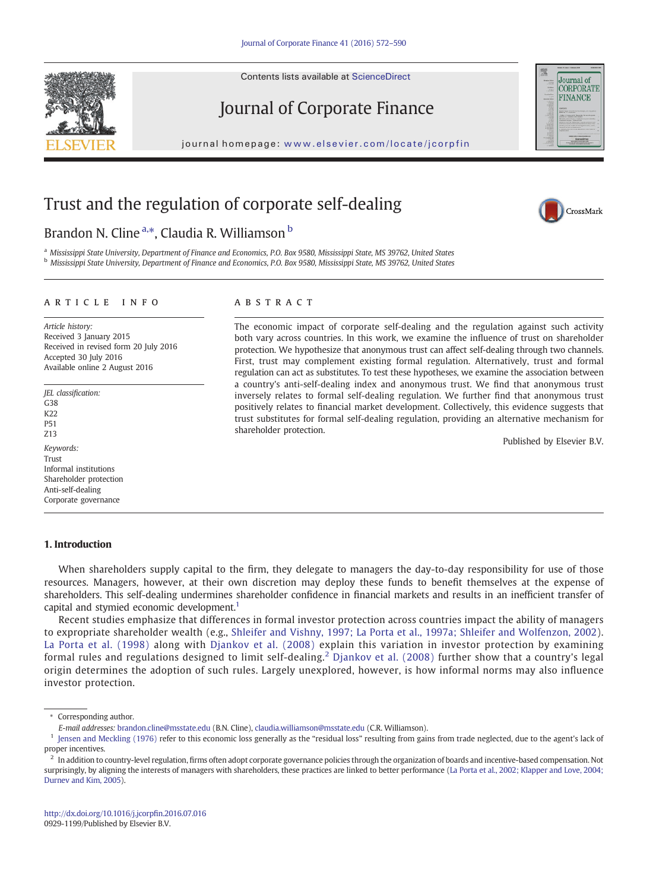Contents lists available at ScienceDirect

# Journal of Corporate Finance

journal homepage: www.elsevier.com/locate/jcorpfin

# Trust and the regulation of corporate self-dealing

Brandon N. Cline [a,*], Claudia R. Williamson [b]

[a] Mississippi State University, Department of Finance and Economics, P.O. Box 9580, Mississippi State, MS 39762, United States
[b] Mississippi State University, Department of Finance and Economics, P.O. Box 9580, Mississippi State, MS 39762, United States

## ARTICLE INFO

*Article history:*
Received 3 January 2015
Received in revised form 20 July 2016
Accepted 30 July 2016
Available online 2 August 2016

*JEL classification:*
G38
K22
P51
Z13

*Keywords:*
Trust
Informal institutions
Shareholder protection
Anti-self-dealing
Corporate governance

## ABSTRACT

The economic impact of corporate self-dealing and the regulation against such activity both vary across countries. In this work, we examine the influence of trust on shareholder protection. We hypothesize that anonymous trust can affect self-dealing through two channels. First, trust may complement existing formal regulation. Alternatively, trust and formal regulation can act as substitutes. To test these hypotheses, we examine the association between a country's anti-self-dealing index and anonymous trust. We find that anonymous trust inversely relates to formal self-dealing regulation. We further find that anonymous trust positively relates to financial market development. Collectively, this evidence suggests that trust substitutes for formal self-dealing regulation, providing an alternative mechanism for shareholder protection.

Published by Elsevier B.V.

## 1. Introduction

When shareholders supply capital to the firm, they delegate to managers the day-to-day responsibility for use of those resources. Managers, however, at their own discretion may deploy these funds to benefit themselves at the expense of shareholders. This self-dealing undermines shareholder confidence in financial markets and results in an inefficient transfer of capital and stymied economic development.[1]

Recent studies emphasize that differences in formal investor protection across countries impact the ability of managers to expropriate shareholder wealth (e.g., Shleifer and Vishny, 1997; La Porta et al., 1997a; Shleifer and Wolfenzon, 2002). La Porta et al. (1998) along with Djankov et al. (2008) explain this variation in investor protection by examining formal rules and regulations designed to limit self-dealing.[2] Djankov et al. (2008) further show that a country's legal origin determines the adoption of such rules. Largely unexplored, however, is how informal norms may also influence investor protection.

---

* Corresponding author.
*E-mail addresses:* brandon.cline@msstate.edu (B.N. Cline), claudia.williamson@msstate.edu (C.R. Williamson).

[1] Jensen and Meckling (1976) refer to this economic loss generally as the "residual loss" resulting from gains from trade neglected, due to the agent's lack of proper incentives.

[2] In addition to country-level regulation, firms often adopt corporate governance policies through the organization of boards and incentive-based compensation. Not surprisingly, by aligning the interests of managers with shareholders, these practices are linked to better performance (La Porta et al., 2002; Klapper and Love, 2004; Durnev and Kim, 2005).

http://dx.doi.org/10.1016/j.jcorpfin.2016.07.016
0929-1199/Published by Elsevier B.V.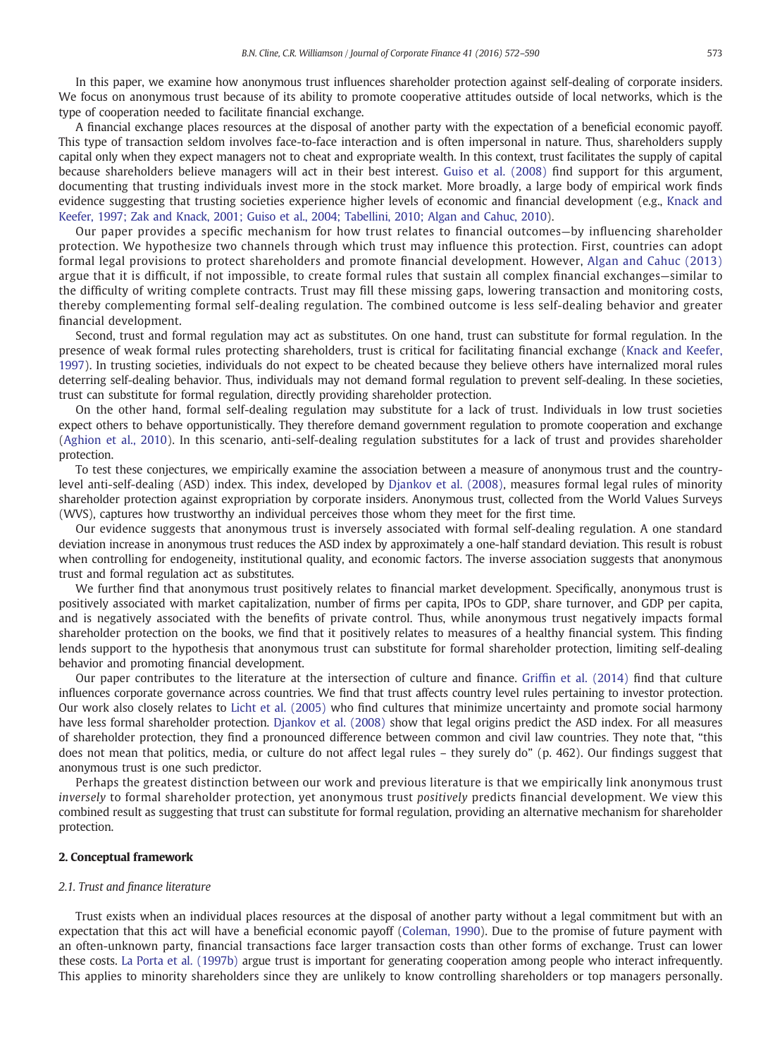In this paper, we examine how anonymous trust influences shareholder protection against self-dealing of corporate insiders. We focus on anonymous trust because of its ability to promote cooperative attitudes outside of local networks, which is the type of cooperation needed to facilitate financial exchange.

A financial exchange places resources at the disposal of another party with the expectation of a beneficial economic payoff. This type of transaction seldom involves face-to-face interaction and is often impersonal in nature. Thus, shareholders supply capital only when they expect managers not to cheat and expropriate wealth. In this context, trust facilitates the supply of capital because shareholders believe managers will act in their best interest. Guiso et al. (2008) find support for this argument, documenting that trusting individuals invest more in the stock market. More broadly, a large body of empirical work finds evidence suggesting that trusting societies experience higher levels of economic and financial development (e.g., Knack and Keefer, 1997; Zak and Knack, 2001; Guiso et al., 2004; Tabellini, 2010; Algan and Cahuc, 2010).

Our paper provides a specific mechanism for how trust relates to financial outcomes—by influencing shareholder protection. We hypothesize two channels through which trust may influence this protection. First, countries can adopt formal legal provisions to protect shareholders and promote financial development. However, Algan and Cahuc (2013) argue that it is difficult, if not impossible, to create formal rules that sustain all complex financial exchanges—similar to the difficulty of writing complete contracts. Trust may fill these missing gaps, lowering transaction and monitoring costs, thereby complementing formal self-dealing regulation. The combined outcome is less self-dealing behavior and greater financial development.

Second, trust and formal regulation may act as substitutes. On one hand, trust can substitute for formal regulation. In the presence of weak formal rules protecting shareholders, trust is critical for facilitating financial exchange (Knack and Keefer, 1997). In trusting societies, individuals do not expect to be cheated because they believe others have internalized moral rules deterring self-dealing behavior. Thus, individuals may not demand formal regulation to prevent self-dealing. In these societies, trust can substitute for formal regulation, directly providing shareholder protection.

On the other hand, formal self-dealing regulation may substitute for a lack of trust. Individuals in low trust societies expect others to behave opportunistically. They therefore demand government regulation to promote cooperation and exchange (Aghion et al., 2010). In this scenario, anti-self-dealing regulation substitutes for a lack of trust and provides shareholder protection.

To test these conjectures, we empirically examine the association between a measure of anonymous trust and the country-level anti-self-dealing (ASD) index. This index, developed by Djankov et al. (2008), measures formal legal rules of minority shareholder protection against expropriation by corporate insiders. Anonymous trust, collected from the World Values Surveys (WVS), captures how trustworthy an individual perceives those whom they meet for the first time.

Our evidence suggests that anonymous trust is inversely associated with formal self-dealing regulation. A one standard deviation increase in anonymous trust reduces the ASD index by approximately a one-half standard deviation. This result is robust when controlling for endogeneity, institutional quality, and economic factors. The inverse association suggests that anonymous trust and formal regulation act as substitutes.

We further find that anonymous trust positively relates to financial market development. Specifically, anonymous trust is positively associated with market capitalization, number of firms per capita, IPOs to GDP, share turnover, and GDP per capita, and is negatively associated with the benefits of private control. Thus, while anonymous trust negatively impacts formal shareholder protection on the books, we find that it positively relates to measures of a healthy financial system. This finding lends support to the hypothesis that anonymous trust can substitute for formal shareholder protection, limiting self-dealing behavior and promoting financial development.

Our paper contributes to the literature at the intersection of culture and finance. Griffin et al. (2014) find that culture influences corporate governance across countries. We find that trust affects country level rules pertaining to investor protection. Our work also closely relates to Licht et al. (2005) who find cultures that minimize uncertainty and promote social harmony have less formal shareholder protection. Djankov et al. (2008) show that legal origins predict the ASD index. For all measures of shareholder protection, they find a pronounced difference between common and civil law countries. They note that, "this does not mean that politics, media, or culture do not affect legal rules – they surely do" (p. 462). Our findings suggest that anonymous trust is one such predictor.

Perhaps the greatest distinction between our work and previous literature is that we empirically link anonymous trust *inversely* to formal shareholder protection, yet anonymous trust *positively* predicts financial development. We view this combined result as suggesting that trust can substitute for formal regulation, providing an alternative mechanism for shareholder protection.

## 2. Conceptual framework

### 2.1. Trust and finance literature

Trust exists when an individual places resources at the disposal of another party without a legal commitment but with an expectation that this act will have a beneficial economic payoff (Coleman, 1990). Due to the promise of future payment with an often-unknown party, financial transactions face larger transaction costs than other forms of exchange. Trust can lower these costs. La Porta et al. (1997b) argue trust is important for generating cooperation among people who interact infrequently. This applies to minority shareholders since they are unlikely to know controlling shareholders or top managers personally.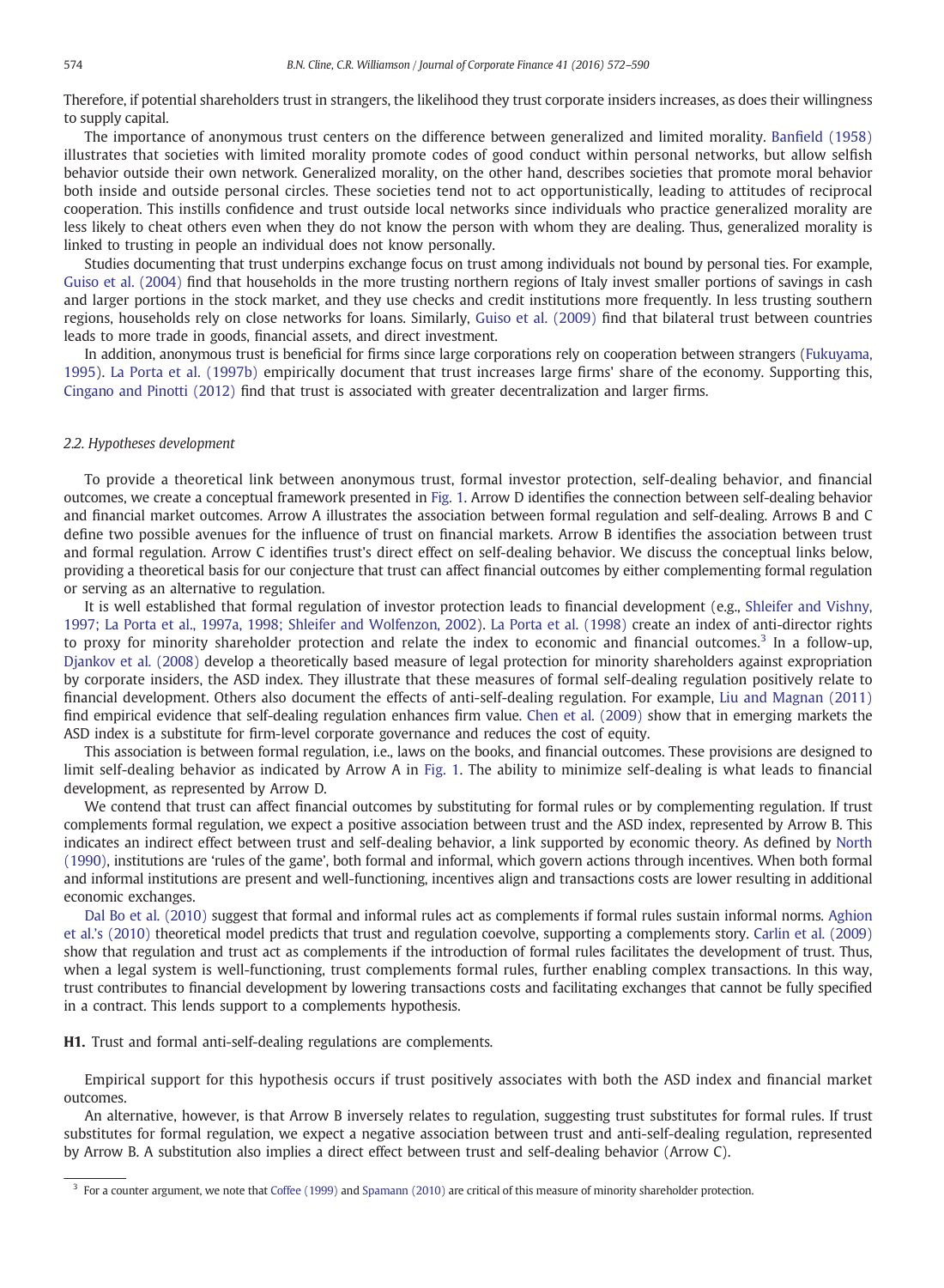Therefore, if potential shareholders trust in strangers, the likelihood they trust corporate insiders increases, as does their willingness to supply capital.

The importance of anonymous trust centers on the difference between generalized and limited morality. Banfield (1958) illustrates that societies with limited morality promote codes of good conduct within personal networks, but allow selfish behavior outside their own network. Generalized morality, on the other hand, describes societies that promote moral behavior both inside and outside personal circles. These societies tend not to act opportunistically, leading to attitudes of reciprocal cooperation. This instills confidence and trust outside local networks since individuals who practice generalized morality are less likely to cheat others even when they do not know the person with whom they are dealing. Thus, generalized morality is linked to trusting in people an individual does not know personally.

Studies documenting that trust underpins exchange focus on trust among individuals not bound by personal ties. For example, Guiso et al. (2004) find that households in the more trusting northern regions of Italy invest smaller portions of savings in cash and larger portions in the stock market, and they use checks and credit institutions more frequently. In less trusting southern regions, households rely on close networks for loans. Similarly, Guiso et al. (2009) find that bilateral trust between countries leads to more trade in goods, financial assets, and direct investment.

In addition, anonymous trust is beneficial for firms since large corporations rely on cooperation between strangers (Fukuyama, 1995). La Porta et al. (1997b) empirically document that trust increases large firms' share of the economy. Supporting this, Cingano and Pinotti (2012) find that trust is associated with greater decentralization and larger firms.

### 2.2. Hypotheses development

To provide a theoretical link between anonymous trust, formal investor protection, self-dealing behavior, and financial outcomes, we create a conceptual framework presented in Fig. 1. Arrow D identifies the connection between self-dealing behavior and financial market outcomes. Arrow A illustrates the association between formal regulation and self-dealing. Arrows B and C define two possible avenues for the influence of trust on financial markets. Arrow B identifies the association between trust and formal regulation. Arrow C identifies trust's direct effect on self-dealing behavior. We discuss the conceptual links below, providing a theoretical basis for our conjecture that trust can affect financial outcomes by either complementing formal regulation or serving as an alternative to regulation.

It is well established that formal regulation of investor protection leads to financial development (e.g., Shleifer and Vishny, 1997; La Porta et al., 1997a, 1998; Shleifer and Wolfenzon, 2002). La Porta et al. (1998) create an index of anti-director rights to proxy for minority shareholder protection and relate the index to economic and financial outcomes.[3] In a follow-up, Djankov et al. (2008) develop a theoretically based measure of legal protection for minority shareholders against expropriation by corporate insiders, the ASD index. They illustrate that these measures of formal self-dealing regulation positively relate to financial development. Others also document the effects of anti-self-dealing regulation. For example, Liu and Magnan (2011) find empirical evidence that self-dealing regulation enhances firm value. Chen et al. (2009) show that in emerging markets the ASD index is a substitute for firm-level corporate governance and reduces the cost of equity.

This association is between formal regulation, i.e., laws on the books, and financial outcomes. These provisions are designed to limit self-dealing behavior as indicated by Arrow A in Fig. 1. The ability to minimize self-dealing is what leads to financial development, as represented by Arrow D.

We contend that trust can affect financial outcomes by substituting for formal rules or by complementing regulation. If trust complements formal regulation, we expect a positive association between trust and the ASD index, represented by Arrow B. This indicates an indirect effect between trust and self-dealing behavior, a link supported by economic theory. As defined by North (1990), institutions are 'rules of the game', both formal and informal, which govern actions through incentives. When both formal and informal institutions are present and well-functioning, incentives align and transactions costs are lower resulting in additional economic exchanges.

Dal Bo et al. (2010) suggest that formal and informal rules act as complements if formal rules sustain informal norms. Aghion et al.'s (2010) theoretical model predicts that trust and regulation coevolve, supporting a complements story. Carlin et al. (2009) show that regulation and trust act as complements if the introduction of formal rules facilitates the development of trust. Thus, when a legal system is well-functioning, trust complements formal rules, further enabling complex transactions. In this way, trust contributes to financial development by lowering transactions costs and facilitating exchanges that cannot be fully specified in a contract. This lends support to a complements hypothesis.

**H1.** Trust and formal anti-self-dealing regulations are complements.

Empirical support for this hypothesis occurs if trust positively associates with both the ASD index and financial market outcomes.

An alternative, however, is that Arrow B inversely relates to regulation, suggesting trust substitutes for formal rules. If trust substitutes for formal regulation, we expect a negative association between trust and anti-self-dealing regulation, represented by Arrow B. A substitution also implies a direct effect between trust and self-dealing behavior (Arrow C).

[3] For a counter argument, we note that Coffee (1999) and Spamann (2010) are critical of this measure of minority shareholder protection.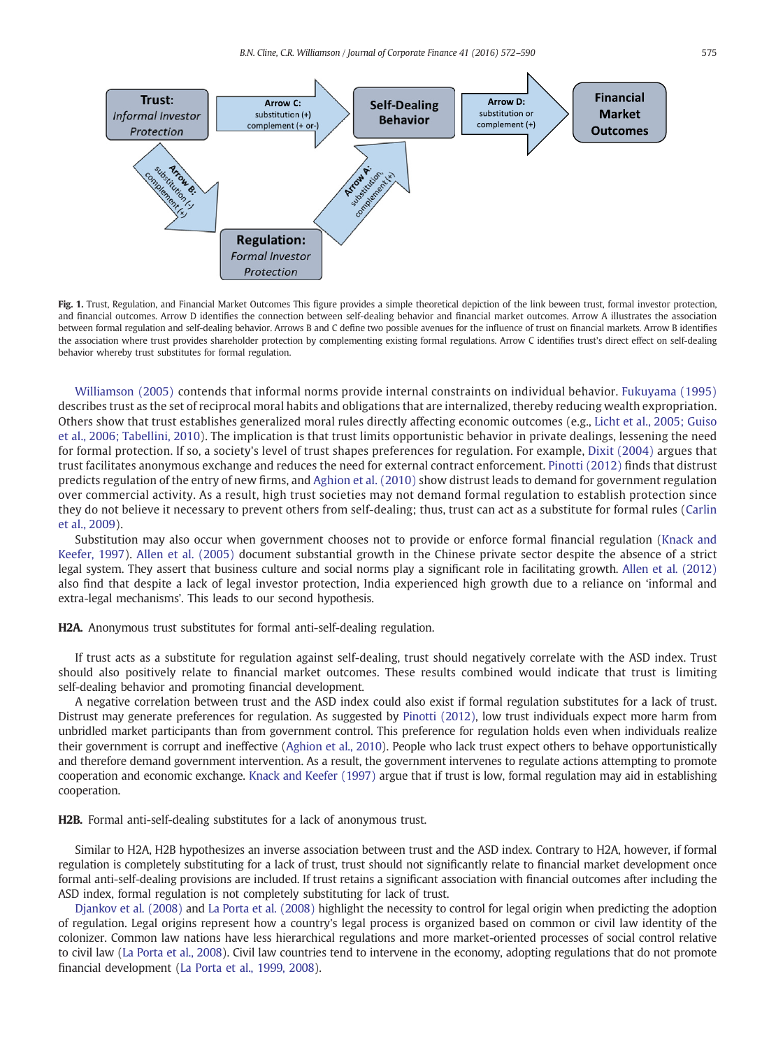Trust: Informal Investor Protection

Arrow C: substitution (+) complement (+ or-)

Self-Dealing Behavior

Arrow D: substitution or complement (+)

Financial Market Outcomes

Arrow B: substitution (-) complement (+)

Arrow A: substitution, complement (+)

Regulation: Formal Investor Protection

**Fig. 1.** Trust, Regulation, and Financial Market Outcomes This figure provides a simple theoretical depiction of the link beween trust, formal investor protection, and financial outcomes. Arrow D identifies the connection between self-dealing behavior and financial market outcomes. Arrow A illustrates the association between formal regulation and self-dealing behavior. Arrows B and C define two possible avenues for the influence of trust on financial markets. Arrow B identifies the association where trust provides shareholder protection by complementing existing formal regulations. Arrow C identifies trust's direct effect on self-dealing behavior whereby trust substitutes for formal regulation.

Williamson (2005) contends that informal norms provide internal constraints on individual behavior. Fukuyama (1995) describes trust as the set of reciprocal moral habits and obligations that are internalized, thereby reducing wealth expropriation. Others show that trust establishes generalized moral rules directly affecting economic outcomes (e.g., Licht et al., 2005; Guiso et al., 2006; Tabellini, 2010). The implication is that trust limits opportunistic behavior in private dealings, lessening the need for formal protection. If so, a society's level of trust shapes preferences for regulation. For example, Dixit (2004) argues that trust facilitates anonymous exchange and reduces the need for external contract enforcement. Pinotti (2012) finds that distrust predicts regulation of the entry of new firms, and Aghion et al. (2010) show distrust leads to demand for government regulation over commercial activity. As a result, high trust societies may not demand formal regulation to establish protection since they do not believe it necessary to prevent others from self-dealing; thus, trust can act as a substitute for formal rules (Carlin et al., 2009).

Substitution may also occur when government chooses not to provide or enforce formal financial regulation (Knack and Keefer, 1997). Allen et al. (2005) document substantial growth in the Chinese private sector despite the absence of a strict legal system. They assert that business culture and social norms play a significant role in facilitating growth. Allen et al. (2012) also find that despite a lack of legal investor protection, India experienced high growth due to a reliance on 'informal and extra-legal mechanisms'. This leads to our second hypothesis.

**H2A.** Anonymous trust substitutes for formal anti-self-dealing regulation.

If trust acts as a substitute for regulation against self-dealing, trust should negatively correlate with the ASD index. Trust should also positively relate to financial market outcomes. These results combined would indicate that trust is limiting self-dealing behavior and promoting financial development.

A negative correlation between trust and the ASD index could also exist if formal regulation substitutes for a lack of trust. Distrust may generate preferences for regulation. As suggested by Pinotti (2012), low trust individuals expect more harm from unbridled market participants than from government control. This preference for regulation holds even when individuals realize their government is corrupt and ineffective (Aghion et al., 2010). People who lack trust expect others to behave opportunistically and therefore demand government intervention. As a result, the government intervenes to regulate actions attempting to promote cooperation and economic exchange. Knack and Keefer (1997) argue that if trust is low, formal regulation may aid in establishing cooperation.

**H2B.** Formal anti-self-dealing substitutes for a lack of anonymous trust.

Similar to H2A, H2B hypothesizes an inverse association between trust and the ASD index. Contrary to H2A, however, if formal regulation is completely substituting for a lack of trust, trust should not significantly relate to financial market development once formal anti-self-dealing provisions are included. If trust retains a significant association with financial outcomes after including the ASD index, formal regulation is not completely substituting for lack of trust.

Djankov et al. (2008) and La Porta et al. (2008) highlight the necessity to control for legal origin when predicting the adoption of regulation. Legal origins represent how a country's legal process is organized based on common or civil law identity of the colonizer. Common law nations have less hierarchical regulations and more market-oriented processes of social control relative to civil law (La Porta et al., 2008). Civil law countries tend to intervene in the economy, adopting regulations that do not promote financial development (La Porta et al., 1999, 2008).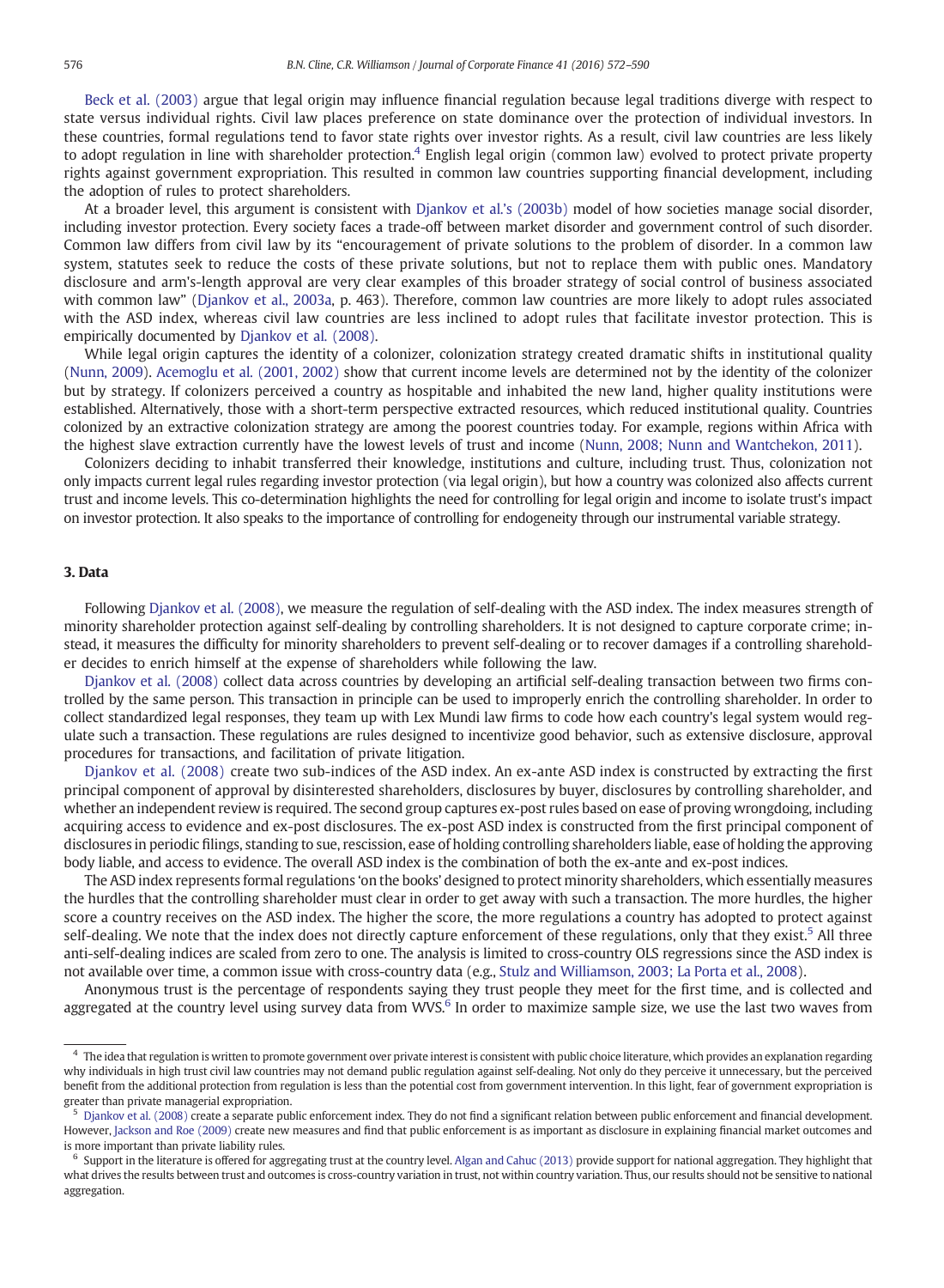Beck et al. (2003) argue that legal origin may influence financial regulation because legal traditions diverge with respect to state versus individual rights. Civil law places preference on state dominance over the protection of individual investors. In these countries, formal regulations tend to favor state rights over investor rights. As a result, civil law countries are less likely to adopt regulation in line with shareholder protection.[4] English legal origin (common law) evolved to protect private property rights against government expropriation. This resulted in common law countries supporting financial development, including the adoption of rules to protect shareholders.

At a broader level, this argument is consistent with Djankov et al.'s (2003b) model of how societies manage social disorder, including investor protection. Every society faces a trade-off between market disorder and government control of such disorder. Common law differs from civil law by its "encouragement of private solutions to the problem of disorder. In a common law system, statutes seek to reduce the costs of these private solutions, but not to replace them with public ones. Mandatory disclosure and arm's-length approval are very clear examples of this broader strategy of social control of business associated with common law" (Djankov et al., 2003a, p. 463). Therefore, common law countries are more likely to adopt rules associated with the ASD index, whereas civil law countries are less inclined to adopt rules that facilitate investor protection. This is empirically documented by Djankov et al. (2008).

While legal origin captures the identity of a colonizer, colonization strategy created dramatic shifts in institutional quality (Nunn, 2009). Acemoglu et al. (2001, 2002) show that current income levels are determined not by the identity of the colonizer but by strategy. If colonizers perceived a country as hospitable and inhabited the new land, higher quality institutions were established. Alternatively, those with a short-term perspective extracted resources, which reduced institutional quality. Countries colonized by an extractive colonization strategy are among the poorest countries today. For example, regions within Africa with the highest slave extraction currently have the lowest levels of trust and income (Nunn, 2008; Nunn and Wantchekon, 2011).

Colonizers deciding to inhabit transferred their knowledge, institutions and culture, including trust. Thus, colonization not only impacts current legal rules regarding investor protection (via legal origin), but how a country was colonized also affects current trust and income levels. This co-determination highlights the need for controlling for legal origin and income to isolate trust's impact on investor protection. It also speaks to the importance of controlling for endogeneity through our instrumental variable strategy.

## 3. Data

Following Djankov et al. (2008), we measure the regulation of self-dealing with the ASD index. The index measures strength of minority shareholder protection against self-dealing by controlling shareholders. It is not designed to capture corporate crime; instead, it measures the difficulty for minority shareholders to prevent self-dealing or to recover damages if a controlling shareholder decides to enrich himself at the expense of shareholders while following the law.

Djankov et al. (2008) collect data across countries by developing an artificial self-dealing transaction between two firms controlled by the same person. This transaction in principle can be used to improperly enrich the controlling shareholder. In order to collect standardized legal responses, they team up with Lex Mundi law firms to code how each country's legal system would regulate such a transaction. These regulations are rules designed to incentivize good behavior, such as extensive disclosure, approval procedures for transactions, and facilitation of private litigation.

Djankov et al. (2008) create two sub-indices of the ASD index. An ex-ante ASD index is constructed by extracting the first principal component of approval by disinterested shareholders, disclosures by buyer, disclosures by controlling shareholder, and whether an independent review is required. The second group captures ex-post rules based on ease of proving wrongdoing, including acquiring access to evidence and ex-post disclosures. The ex-post ASD index is constructed from the first principal component of disclosures in periodic filings, standing to sue, rescission, ease of holding controlling shareholders liable, ease of holding the approving body liable, and access to evidence. The overall ASD index is the combination of both the ex-ante and ex-post indices.

The ASD index represents formal regulations 'on the books' designed to protect minority shareholders, which essentially measures the hurdles that the controlling shareholder must clear in order to get away with such a transaction. The more hurdles, the higher score a country receives on the ASD index. The higher the score, the more regulations a country has adopted to protect against self-dealing. We note that the index does not directly capture enforcement of these regulations, only that they exist.[5] All three anti-self-dealing indices are scaled from zero to one. The analysis is limited to cross-country OLS regressions since the ASD index is not available over time, a common issue with cross-country data (e.g., Stulz and Williamson, 2003; La Porta et al., 2008).

Anonymous trust is the percentage of respondents saying they trust people they meet for the first time, and is collected and aggregated at the country level using survey data from WVS.[6] In order to maximize sample size, we use the last two waves from

---

[4] The idea that regulation is written to promote government over private interest is consistent with public choice literature, which provides an explanation regarding why individuals in high trust civil law countries may not demand public regulation against self-dealing. Not only do they perceive it unnecessary, but the perceived benefit from the additional protection from regulation is less than the potential cost from government intervention. In this light, fear of government expropriation is greater than private managerial expropriation.

[5] Djankov et al. (2008) create a separate public enforcement index. They do not find a significant relation between public enforcement and financial development. However, Jackson and Roe (2009) create new measures and find that public enforcement is as important as disclosure in explaining financial market outcomes and is more important than private liability rules.

[6] Support in the literature is offered for aggregating trust at the country level. Algan and Cahuc (2013) provide support for national aggregation. They highlight that what drives the results between trust and outcomes is cross-country variation in trust, not within country variation. Thus, our results should not be sensitive to national aggregation.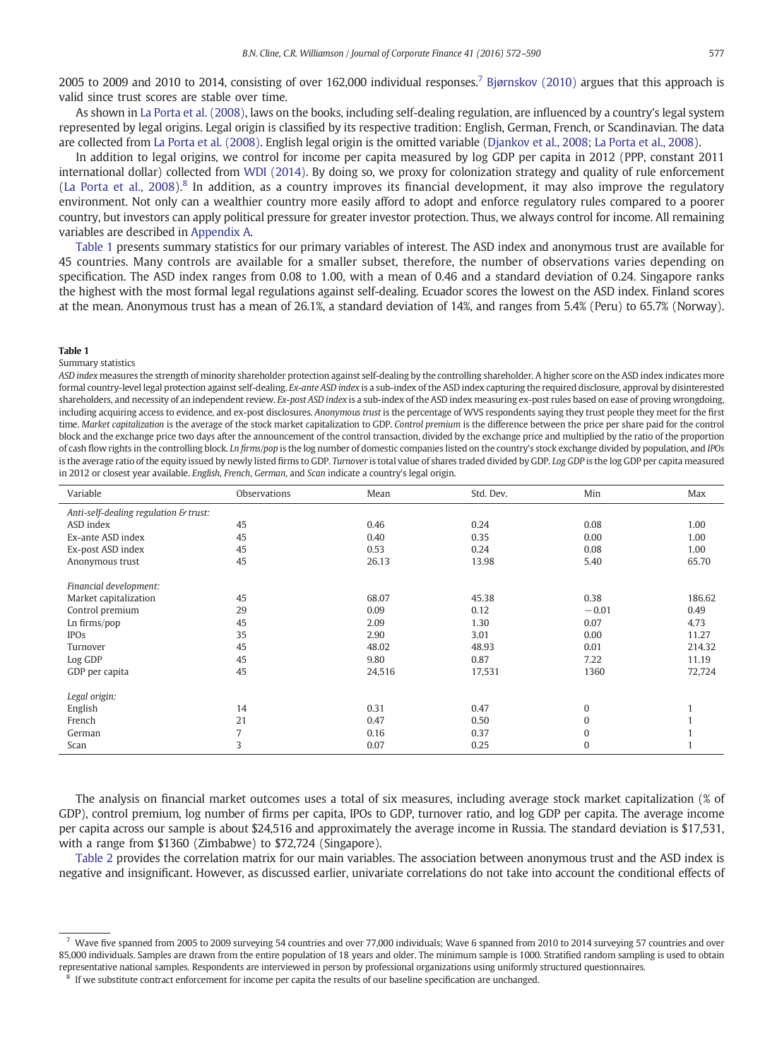2005 to 2009 and 2010 to 2014, consisting of over 162,000 individual responses.[7] Bjørnskov (2010) argues that this approach is valid since trust scores are stable over time.

As shown in La Porta et al. (2008), laws on the books, including self-dealing regulation, are influenced by a country's legal system represented by legal origins. Legal origin is classified by its respective tradition: English, German, French, or Scandinavian. The data are collected from La Porta et al. (2008). English legal origin is the omitted variable (Djankov et al., 2008; La Porta et al., 2008).

In addition to legal origins, we control for income per capita measured by log GDP per capita in 2012 (PPP, constant 2011 international dollar) collected from WDI (2014). By doing so, we proxy for colonization strategy and quality of rule enforcement (La Porta et al., 2008).[8] In addition, as a country improves its financial development, it may also improve the regulatory environment. Not only can a wealthier country more easily afford to adopt and enforce regulatory rules compared to a poorer country, but investors can apply political pressure for greater investor protection. Thus, we always control for income. All remaining variables are described in Appendix A.

Table 1 presents summary statistics for our primary variables of interest. The ASD index and anonymous trust are available for 45 countries. Many controls are available for a smaller subset, therefore, the number of observations varies depending on specification. The ASD index ranges from 0.08 to 1.00, with a mean of 0.46 and a standard deviation of 0.24. Singapore ranks the highest with the most formal legal regulations against self-dealing. Ecuador scores the lowest on the ASD index. Finland scores at the mean. Anonymous trust has a mean of 26.1%, a standard deviation of 14%, and ranges from 5.4% (Peru) to 65.7% (Norway).

**Table 1**
Summary statistics

*ASD index* measures the strength of minority shareholder protection against self-dealing by the controlling shareholder. A higher score on the ASD index indicates more formal country-level legal protection against self-dealing. *Ex-ante ASD index* is a sub-index of the ASD index capturing the required disclosure, approval by disinterested shareholders, and necessity of an independent review. *Ex-post ASD index* is a sub-index of the ASD index measuring ex-post rules based on ease of proving wrongdoing, including acquiring access to evidence, and ex-post disclosures. *Anonymous trust* is the percentage of WVS respondents saying they trust people they meet for the first time. *Market capitalization* is the average of the stock market capitalization to GDP. *Control premium* is the difference between the price per share paid for the control block and the exchange price two days after the announcement of the control transaction, divided by the exchange price and multiplied by the ratio of the proportion of cash flow rights in the controlling block. *Ln firms/pop* is the log number of domestic companies listed on the country's stock exchange divided by population, and *IPOs* is the average ratio of the equity issued by newly listed firms to GDP. *Turnover* is total value of shares traded divided by GDP. *Log GDP* is the log GDP per capita measured in 2012 or closest year available. *English*, *French*, *German*, and *Scan* indicate a country's legal origin.

| Variable | Observations | Mean | Std. Dev. | Min | Max |
|---|---|---|---|---|---|
| *Anti-self-dealing regulation & trust:* | | | | | |
| ASD index | 45 | 0.46 | 0.24 | 0.08 | 1.00 |
| Ex-ante ASD index | 45 | 0.40 | 0.35 | 0.00 | 1.00 |
| Ex-post ASD index | 45 | 0.53 | 0.24 | 0.08 | 1.00 |
| Anonymous trust | 45 | 26.13 | 13.98 | 5.40 | 65.70 |
| *Financial development:* | | | | | |
| Market capitalization | 45 | 68.07 | 45.38 | 0.38 | 186.62 |
| Control premium | 29 | 0.09 | 0.12 | −0.01 | 0.49 |
| Ln firms/pop | 45 | 2.09 | 1.30 | 0.07 | 4.73 |
| IPOs | 35 | 2.90 | 3.01 | 0.00 | 11.27 |
| Turnover | 45 | 48.02 | 48.93 | 0.01 | 214.32 |
| Log GDP | 45 | 9.80 | 0.87 | 7.22 | 11.19 |
| GDP per capita | 45 | 24,516 | 17,531 | 1360 | 72,724 |
| *Legal origin:* | | | | | |
| English | 14 | 0.31 | 0.47 | 0 | 1 |
| French | 21 | 0.47 | 0.50 | 0 | 1 |
| German | 7 | 0.16 | 0.37 | 0 | 1 |
| Scan | 3 | 0.07 | 0.25 | 0 | 1 |

The analysis on financial market outcomes uses a total of six measures, including average stock market capitalization (% of GDP), control premium, log number of firms per capita, IPOs to GDP, turnover ratio, and log GDP per capita. The average income per capita across our sample is about $24,516 and approximately the average income in Russia. The standard deviation is $17,531, with a range from $1360 (Zimbabwe) to $72,724 (Singapore).

Table 2 provides the correlation matrix for our main variables. The association between anonymous trust and the ASD index is negative and insignificant. However, as discussed earlier, univariate correlations do not take into account the conditional effects of

---

[7] Wave five spanned from 2005 to 2009 surveying 54 countries and over 77,000 individuals; Wave 6 spanned from 2010 to 2014 surveying 57 countries and over 85,000 individuals. Samples are drawn from the entire population of 18 years and older. The minimum sample is 1000. Stratified random sampling is used to obtain representative national samples. Respondents are interviewed in person by professional organizations using uniformly structured questionnaires.

[8] If we substitute contract enforcement for income per capita the results of our baseline specification are unchanged.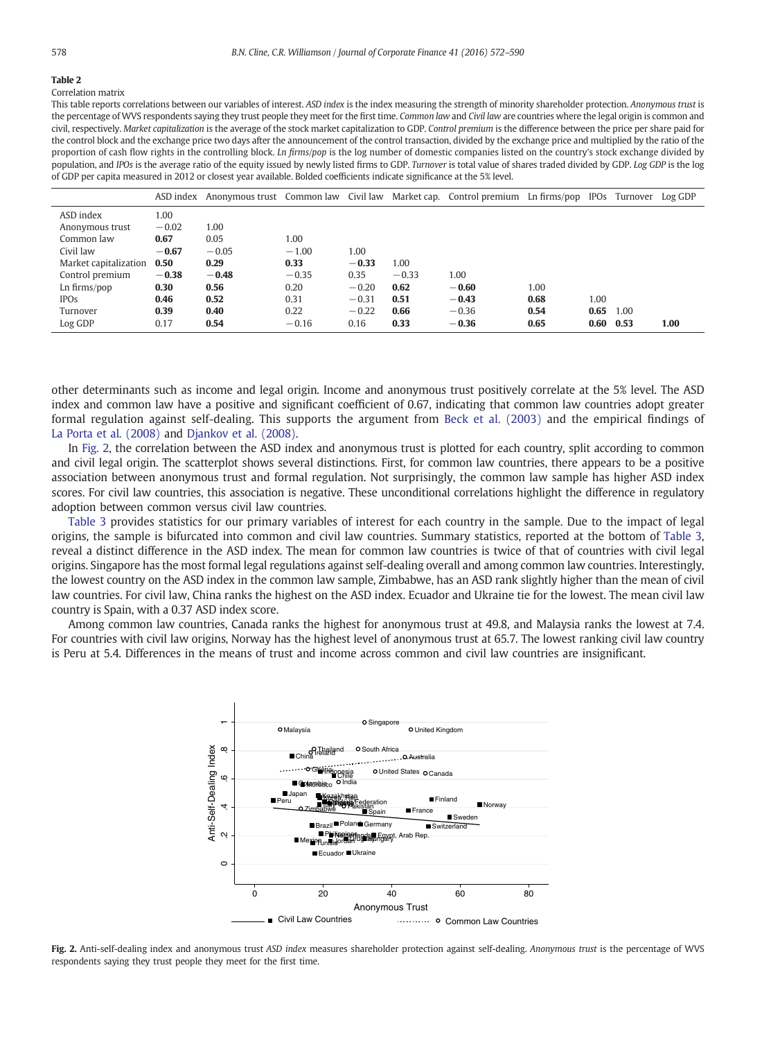**Table 2**

Correlation matrix

This table reports correlations between our variables of interest. *ASD index* is the index measuring the strength of minority shareholder protection. *Anonymous trust* is the percentage of WVS respondents saying they trust people they meet for the first time. *Common law* and *Civil law* are countries where the legal origin is common and civil, respectively. *Market capitalization* is the average of the stock market capitalization to GDP. *Control premium* is the difference between the price per share paid for the control block and the exchange price two days after the announcement of the control transaction, divided by the exchange price and multiplied by the ratio of the proportion of cash flow rights in the controlling block. *Ln firms/pop* is the log number of domestic companies listed on the country's stock exchange divided by population, and *IPOs* is the average ratio of the equity issued by newly listed firms to GDP. *Turnover* is total value of shares traded divided by GDP. *Log GDP* is the log of GDP per capita measured in 2012 or closest year available. Bolded coefficients indicate significance at the 5% level.

| | ASD index | Anonymous trust | Common law | Civil law | Market cap. | Control premium | Ln firms/pop | IPOs | Turnover | Log GDP |
|---|---|---|---|---|---|---|---|---|---|---|
| ASD index | 1.00 | | | | | | | | | |
| Anonymous trust | −0.02 | 1.00 | | | | | | | | |
| Common law | **0.67** | 0.05 | 1.00 | | | | | | | |
| Civil law | **−0.67** | −0.05 | −1.00 | 1.00 | | | | | | |
| Market capitalization | **0.50** | **0.29** | **0.33** | **−0.33** | 1.00 | | | | | |
| Control premium | **−0.38** | **−0.48** | −0.35 | 0.35 | −0.33 | 1.00 | | | | |
| Ln firms/pop | **0.30** | **0.56** | 0.20 | −0.20 | **0.62** | **−0.60** | 1.00 | | | |
| IPOs | **0.46** | **0.52** | 0.31 | −0.31 | **0.51** | **−0.43** | **0.68** | 1.00 | | |
| Turnover | **0.39** | **0.40** | 0.22 | −0.22 | **0.66** | −0.36 | **0.54** | **0.65** | 1.00 | |
| Log GDP | 0.17 | **0.54** | −0.16 | 0.16 | **0.33** | **−0.36** | **0.65** | **0.60** | **0.53** | **1.00** |

other determinants such as income and legal origin. Income and anonymous trust positively correlate at the 5% level. The ASD index and common law have a positive and significant coefficient of 0.67, indicating that common law countries adopt greater formal regulation against self-dealing. This supports the argument from Beck et al. (2003) and the empirical findings of La Porta et al. (2008) and Djankov et al. (2008).

In Fig. 2, the correlation between the ASD index and anonymous trust is plotted for each country, split according to common and civil legal origin. The scatterplot shows several distinctions. First, for common law countries, there appears to be a positive association between anonymous trust and formal regulation. Not surprisingly, the common law sample has higher ASD index scores. For civil law countries, this association is negative. These unconditional correlations highlight the difference in regulatory adoption between common versus civil law countries.

Table 3 provides statistics for our primary variables of interest for each country in the sample. Due to the impact of legal origins, the sample is bifurcated into common and civil law countries. Summary statistics, reported at the bottom of Table 3, reveal a distinct difference in the ASD index. The mean for common law countries is twice of that of countries with civil legal origins. Singapore has the most formal legal regulations against self-dealing overall and among common law countries. Interestingly, the lowest country on the ASD index in the common law sample, Zimbabwe, has an ASD rank slightly higher than the mean of civil law countries. For civil law, China ranks the highest on the ASD index. Ecuador and Ukraine tie for the lowest. The mean civil law country is Spain, with a 0.37 ASD index score.

Among common law countries, Canada ranks the highest for anonymous trust at 49.8, and Malaysia ranks the lowest at 7.4. For countries with civil law origins, Norway has the highest level of anonymous trust at 65.7. The lowest ranking civil law country is Peru at 5.4. Differences in the means of trust and income across common and civil law countries are insignificant.

Anti-Self-Dealing Index

0 .2 .4 .6 .8 1

Anonymous Trust

0 20 40 60 80

Singapore, Malaysia, United Kingdom, Thailand, Ireland, South Africa, China, Australia, Ghana, Indonesia, Chile, United States, Canada, Colombia, Morocco, India, Japan, Kazakhstan, Peru, Finland, Russian Federation, Pakistan, Norway, Zimbabwe, Spain, France, Sweden, Brazil, Poland, Germany, Switzerland, Philippines, Netherlands, Egypt, Arab Rep., Mexico, Tunisia, Jordan, Hungary, Ecuador, Ukraine

Civil Law Countries

Common Law Countries

**Fig. 2.** Anti-self-dealing index and anonymous trust *ASD index* measures shareholder protection against self-dealing. *Anonymous trust* is the percentage of WVS respondents saying they trust people they meet for the first time.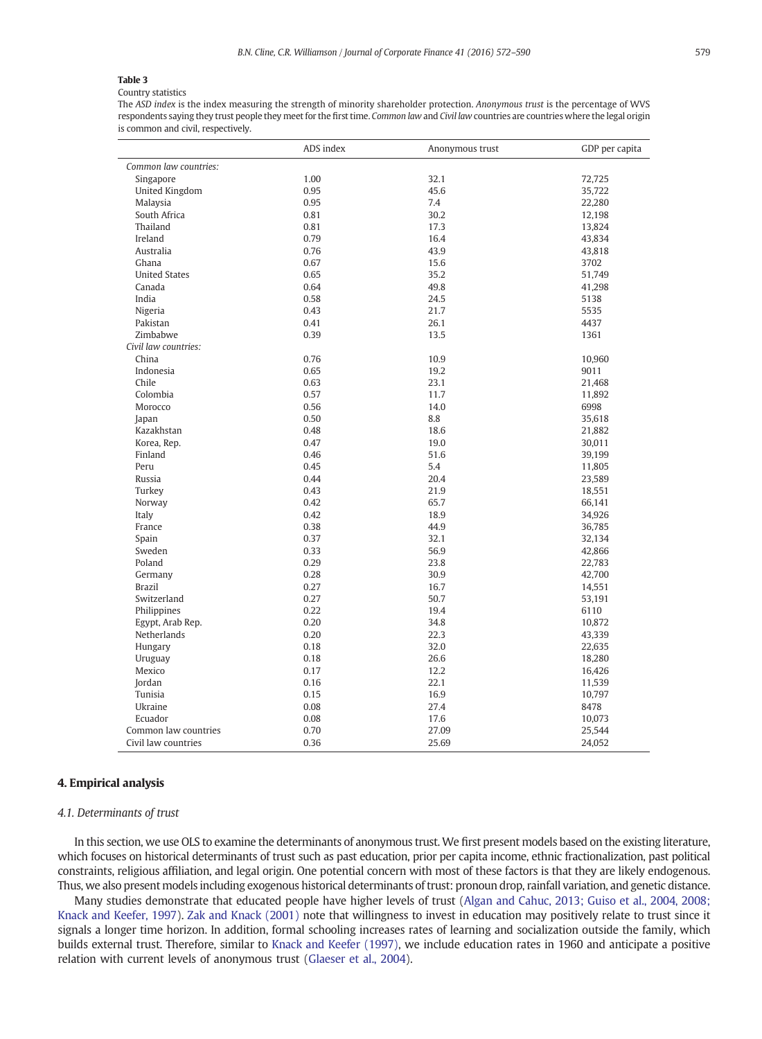**Table 3**

Country statistics

The *ASD index* is the index measuring the strength of minority shareholder protection. *Anonymous trust* is the percentage of WVS respondents saying they trust people they meet for the first time. *Common law* and *Civil law* countries are countries where the legal origin is common and civil, respectively.

| | ADS index | Anonymous trust | GDP per capita |
|---|---|---|---|
| *Common law countries:* | | | |
| Singapore | 1.00 | 32.1 | 72,725 |
| United Kingdom | 0.95 | 45.6 | 35,722 |
| Malaysia | 0.95 | 7.4 | 22,280 |
| South Africa | 0.81 | 30.2 | 12,198 |
| Thailand | 0.81 | 17.3 | 13,824 |
| Ireland | 0.79 | 16.4 | 43,834 |
| Australia | 0.76 | 43.9 | 43,818 |
| Ghana | 0.67 | 15.6 | 3702 |
| United States | 0.65 | 35.2 | 51,749 |
| Canada | 0.64 | 49.8 | 41,298 |
| India | 0.58 | 24.5 | 5138 |
| Nigeria | 0.43 | 21.7 | 5535 |
| Pakistan | 0.41 | 26.1 | 4437 |
| Zimbabwe | 0.39 | 13.5 | 1361 |
| *Civil law countries:* | | | |
| China | 0.76 | 10.9 | 10,960 |
| Indonesia | 0.65 | 19.2 | 9011 |
| Chile | 0.63 | 23.1 | 21,468 |
| Colombia | 0.57 | 11.7 | 11,892 |
| Morocco | 0.56 | 14.0 | 6998 |
| Japan | 0.50 | 8.8 | 35,618 |
| Kazakhstan | 0.48 | 18.6 | 21,882 |
| Korea, Rep. | 0.47 | 19.0 | 30,011 |
| Finland | 0.46 | 51.6 | 39,199 |
| Peru | 0.45 | 5.4 | 11,805 |
| Russia | 0.44 | 20.4 | 23,589 |
| Turkey | 0.43 | 21.9 | 18,551 |
| Norway | 0.42 | 65.7 | 66,141 |
| Italy | 0.42 | 18.9 | 34,926 |
| France | 0.38 | 44.9 | 36,785 |
| Spain | 0.37 | 32.1 | 32,134 |
| Sweden | 0.33 | 56.9 | 42,866 |
| Poland | 0.29 | 23.8 | 22,783 |
| Germany | 0.28 | 30.9 | 42,700 |
| Brazil | 0.27 | 16.7 | 14,551 |
| Switzerland | 0.27 | 50.7 | 53,191 |
| Philippines | 0.22 | 19.4 | 6110 |
| Egypt, Arab Rep. | 0.20 | 34.8 | 10,872 |
| Netherlands | 0.20 | 22.3 | 43,339 |
| Hungary | 0.18 | 32.0 | 22,635 |
| Uruguay | 0.18 | 26.6 | 18,280 |
| Mexico | 0.17 | 12.2 | 16,426 |
| Jordan | 0.16 | 22.1 | 11,539 |
| Tunisia | 0.15 | 16.9 | 10,797 |
| Ukraine | 0.08 | 27.4 | 8478 |
| Ecuador | 0.08 | 17.6 | 10,073 |
| Common law countries | 0.70 | 27.09 | 25,544 |
| Civil law countries | 0.36 | 25.69 | 24,052 |

## 4. Empirical analysis

### 4.1. Determinants of trust

In this section, we use OLS to examine the determinants of anonymous trust. We first present models based on the existing literature, which focuses on historical determinants of trust such as past education, prior per capita income, ethnic fractionalization, past political constraints, religious affiliation, and legal origin. One potential concern with most of these factors is that they are likely endogenous. Thus, we also present models including exogenous historical determinants of trust: pronoun drop, rainfall variation, and genetic distance.

Many studies demonstrate that educated people have higher levels of trust (Algan and Cahuc, 2013; Guiso et al., 2004, 2008; Knack and Keefer, 1997). Zak and Knack (2001) note that willingness to invest in education may positively relate to trust since it signals a longer time horizon. In addition, formal schooling increases rates of learning and socialization outside the family, which builds external trust. Therefore, similar to Knack and Keefer (1997), we include education rates in 1960 and anticipate a positive relation with current levels of anonymous trust (Glaeser et al., 2004).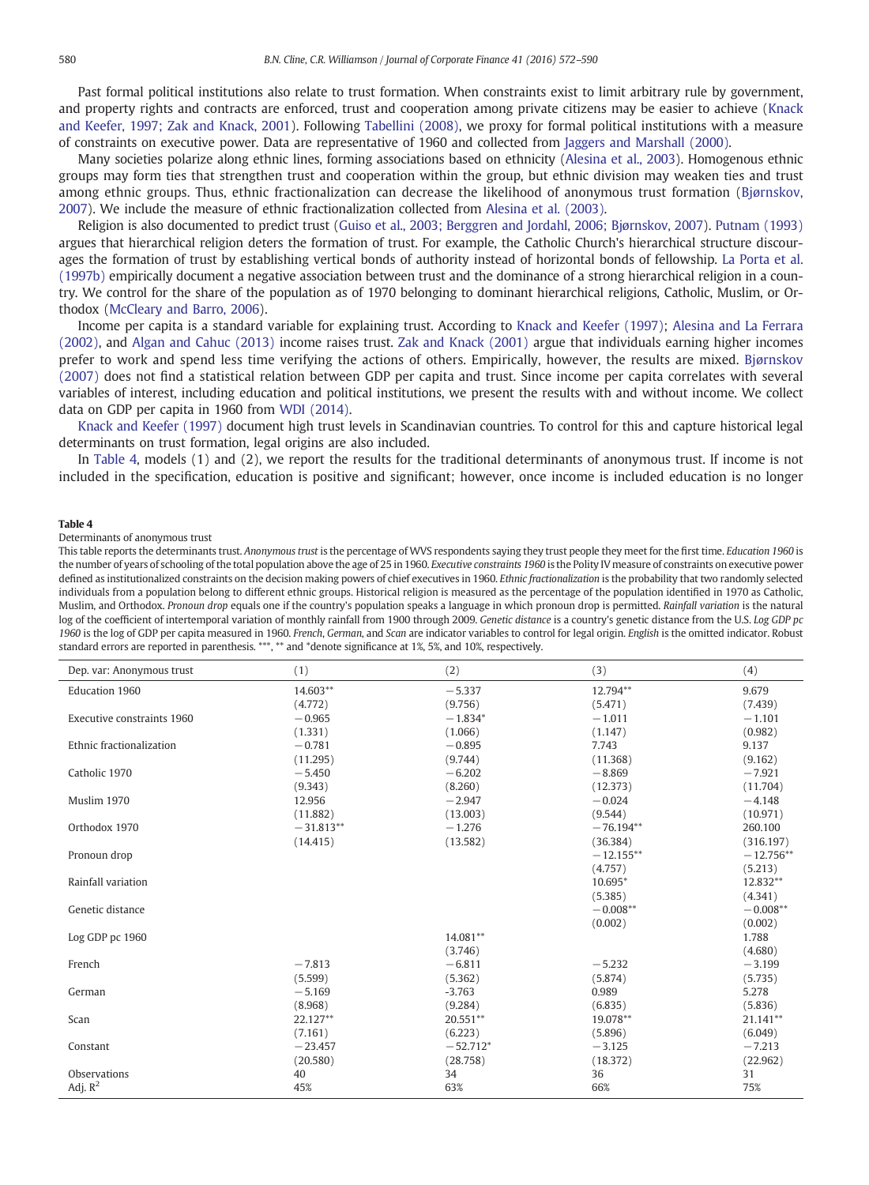Past formal political institutions also relate to trust formation. When constraints exist to limit arbitrary rule by government, and property rights and contracts are enforced, trust and cooperation among private citizens may be easier to achieve (Knack and Keefer, 1997; Zak and Knack, 2001). Following Tabellini (2008), we proxy for formal political institutions with a measure of constraints on executive power. Data are representative of 1960 and collected from Jaggers and Marshall (2000).

Many societies polarize along ethnic lines, forming associations based on ethnicity (Alesina et al., 2003). Homogenous ethnic groups may form ties that strengthen trust and cooperation within the group, but ethnic division may weaken ties and trust among ethnic groups. Thus, ethnic fractionalization can decrease the likelihood of anonymous trust formation (Bjørnskov, 2007). We include the measure of ethnic fractionalization collected from Alesina et al. (2003).

Religion is also documented to predict trust (Guiso et al., 2003; Berggren and Jordahl, 2006; Bjørnskov, 2007). Putnam (1993) argues that hierarchical religion deters the formation of trust. For example, the Catholic Church's hierarchical structure discourages the formation of trust by establishing vertical bonds of authority instead of horizontal bonds of fellowship. La Porta et al. (1997b) empirically document a negative association between trust and the dominance of a strong hierarchical religion in a country. We control for the share of the population as of 1970 belonging to dominant hierarchical religions, Catholic, Muslim, or Orthodox (McCleary and Barro, 2006).

Income per capita is a standard variable for explaining trust. According to Knack and Keefer (1997); Alesina and La Ferrara (2002), and Algan and Cahuc (2013) income raises trust. Zak and Knack (2001) argue that individuals earning higher incomes prefer to work and spend less time verifying the actions of others. Empirically, however, the results are mixed. Bjørnskov (2007) does not find a statistical relation between GDP per capita and trust. Since income per capita correlates with several variables of interest, including education and political institutions, we present the results with and without income. We collect data on GDP per capita in 1960 from WDI (2014).

Knack and Keefer (1997) document high trust levels in Scandinavian countries. To control for this and capture historical legal determinants on trust formation, legal origins are also included.

In Table 4, models (1) and (2), we report the results for the traditional determinants of anonymous trust. If income is not included in the specification, education is positive and significant; however, once income is included education is no longer

**Table 4**

Determinants of anonymous trust

This table reports the determinants trust. *Anonymous trust* is the percentage of WVS respondents saying they trust people they meet for the first time. *Education 1960* is the number of years of schooling of the total population above the age of 25 in 1960. *Executive constraints 1960* is the Polity IV measure of constraints on executive power defined as institutionalized constraints on the decision making powers of chief executives in 1960. *Ethnic fractionalization* is the probability that two randomly selected individuals from a population belong to different ethnic groups. Historical religion is measured as the percentage of the population identified in 1970 as Catholic, Muslim, and Orthodox. *Pronoun drop* equals one if the country's population speaks a language in which pronoun drop is permitted. *Rainfall variation* is the natural log of the coefficient of intertemporal variation of monthly rainfall from 1900 through 2009. *Genetic distance* is a country's genetic distance from the U.S. *Log GDP pc 1960* is the log of GDP per capita measured in 1960. *French*, *German*, and *Scan* are indicator variables to control for legal origin. *English* is the omitted indicator. Robust standard errors are reported in parenthesis. ***, ** and *denote significance at 1%, 5%, and 10%, respectively.

| Dep. var: Anonymous trust | (1) | (2) | (3) | (4) |
|---|---|---|---|---|
| Education 1960 | 14.603** | −5.337 | 12.794** | 9.679 |
| | (4.772) | (9.756) | (5.471) | (7.439) |
| Executive constraints 1960 | −0.965 | −1.834* | −1.011 | −1.101 |
| | (1.331) | (1.066) | (1.147) | (0.982) |
| Ethnic fractionalization | −0.781 | −0.895 | 7.743 | 9.137 |
| | (11.295) | (9.744) | (11.368) | (9.162) |
| Catholic 1970 | −5.450 | −6.202 | −8.869 | −7.921 |
| | (9.343) | (8.260) | (12.373) | (11.704) |
| Muslim 1970 | 12.956 | −2.947 | −0.024 | −4.148 |
| | (11.882) | (13.003) | (9.544) | (10.971) |
| Orthodox 1970 | −31.813** | −1.276 | −76.194** | 260.100 |
| | (14.415) | (13.582) | (36.384) | (316.197) |
| Pronoun drop | | | −12.155** | −12.756** |
| | | | (4.757) | (5.213) |
| Rainfall variation | | | 10.695* | 12.832** |
| | | | (5.385) | (4.341) |
| Genetic distance | | | −0.008** | −0.008** |
| | | | (0.002) | (0.002) |
| Log GDP pc 1960 | | 14.081** | | 1.788 |
| | | (3.746) | | (4.680) |
| French | −7.813 | −6.811 | −5.232 | −3.199 |
| | (5.599) | (5.362) | (5.874) | (5.735) |
| German | −5.169 | -3.763 | 0.989 | 5.278 |
| | (8.968) | (9.284) | (6.835) | (5.836) |
| Scan | 22.127** | 20.551** | 19.078** | 21.141** |
| | (7.161) | (6.223) | (5.896) | (6.049) |
| Constant | −23.457 | −52.712* | −3.125 | −7.213 |
| | (20.580) | (28.758) | (18.372) | (22.962) |
| Observations | 40 | 34 | 36 | 31 |
| Adj. $R^2$ | 45% | 63% | 66% | 75% |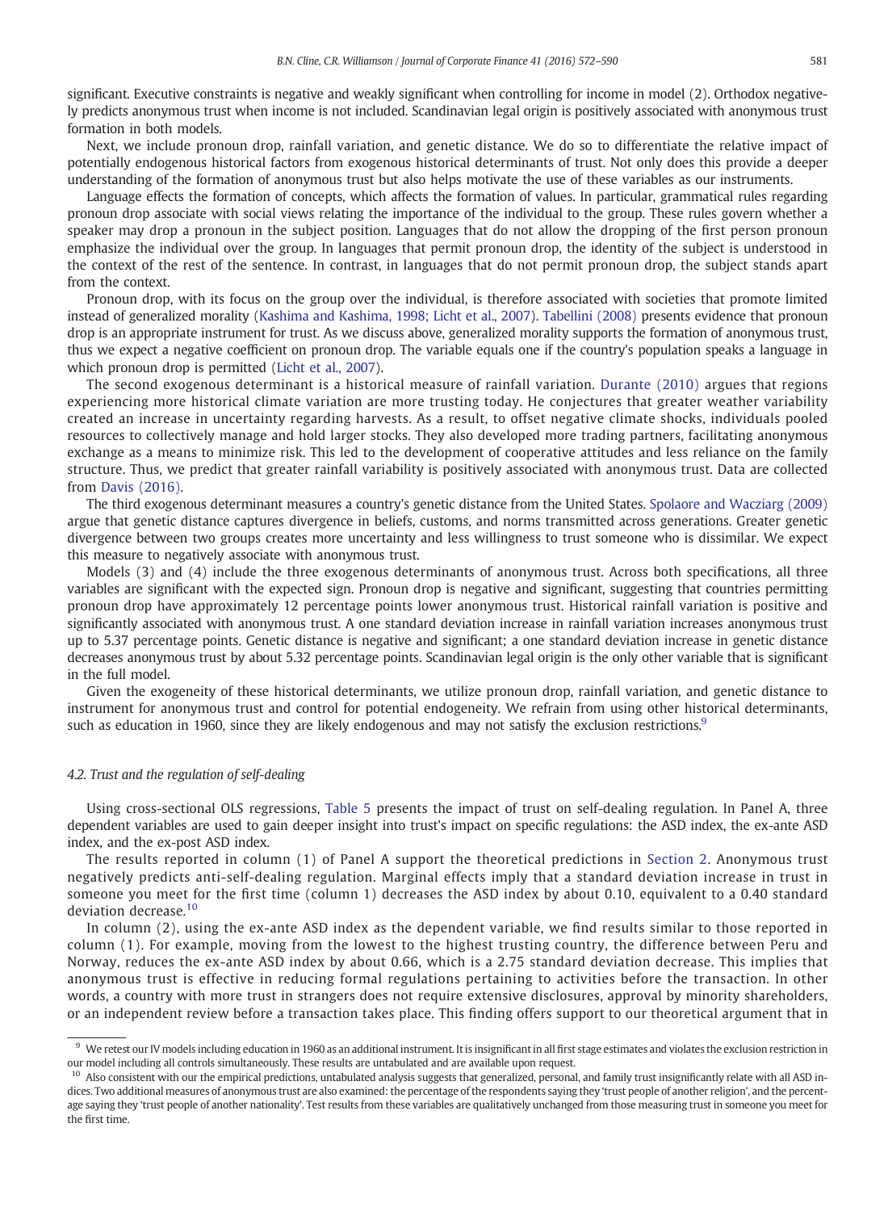significant. Executive constraints is negative and weakly significant when controlling for income in model (2). Orthodox negatively predicts anonymous trust when income is not included. Scandinavian legal origin is positively associated with anonymous trust formation in both models.

Next, we include pronoun drop, rainfall variation, and genetic distance. We do so to differentiate the relative impact of potentially endogenous historical factors from exogenous historical determinants of trust. Not only does this provide a deeper understanding of the formation of anonymous trust but also helps motivate the use of these variables as our instruments.

Language effects the formation of concepts, which affects the formation of values. In particular, grammatical rules regarding pronoun drop associate with social views relating the importance of the individual to the group. These rules govern whether a speaker may drop a pronoun in the subject position. Languages that do not allow the dropping of the first person pronoun emphasize the individual over the group. In languages that permit pronoun drop, the identity of the subject is understood in the context of the rest of the sentence. In contrast, in languages that do not permit pronoun drop, the subject stands apart from the context.

Pronoun drop, with its focus on the group over the individual, is therefore associated with societies that promote limited instead of generalized morality (Kashima and Kashima, 1998; Licht et al., 2007). Tabellini (2008) presents evidence that pronoun drop is an appropriate instrument for trust. As we discuss above, generalized morality supports the formation of anonymous trust, thus we expect a negative coefficient on pronoun drop. The variable equals one if the country's population speaks a language in which pronoun drop is permitted (Licht et al., 2007).

The second exogenous determinant is a historical measure of rainfall variation. Durante (2010) argues that regions experiencing more historical climate variation are more trusting today. He conjectures that greater weather variability created an increase in uncertainty regarding harvests. As a result, to offset negative climate shocks, individuals pooled resources to collectively manage and hold larger stocks. They also developed more trading partners, facilitating anonymous exchange as a means to minimize risk. This led to the development of cooperative attitudes and less reliance on the family structure. Thus, we predict that greater rainfall variability is positively associated with anonymous trust. Data are collected from Davis (2016).

The third exogenous determinant measures a country's genetic distance from the United States. Spolaore and Wacziarg (2009) argue that genetic distance captures divergence in beliefs, customs, and norms transmitted across generations. Greater genetic divergence between two groups creates more uncertainty and less willingness to trust someone who is dissimilar. We expect this measure to negatively associate with anonymous trust.

Models (3) and (4) include the three exogenous determinants of anonymous trust. Across both specifications, all three variables are significant with the expected sign. Pronoun drop is negative and significant, suggesting that countries permitting pronoun drop have approximately 12 percentage points lower anonymous trust. Historical rainfall variation is positive and significantly associated with anonymous trust. A one standard deviation increase in rainfall variation increases anonymous trust up to 5.37 percentage points. Genetic distance is negative and significant; a one standard deviation increase in genetic distance decreases anonymous trust by about 5.32 percentage points. Scandinavian legal origin is the only other variable that is significant in the full model.

Given the exogeneity of these historical determinants, we utilize pronoun drop, rainfall variation, and genetic distance to instrument for anonymous trust and control for potential endogeneity. We refrain from using other historical determinants, such as education in 1960, since they are likely endogenous and may not satisfy the exclusion restrictions.[9]

### 4.2. Trust and the regulation of self-dealing

Using cross-sectional OLS regressions, Table 5 presents the impact of trust on self-dealing regulation. In Panel A, three dependent variables are used to gain deeper insight into trust's impact on specific regulations: the ASD index, the ex-ante ASD index, and the ex-post ASD index.

The results reported in column (1) of Panel A support the theoretical predictions in Section 2. Anonymous trust negatively predicts anti-self-dealing regulation. Marginal effects imply that a standard deviation increase in trust in someone you meet for the first time (column 1) decreases the ASD index by about 0.10, equivalent to a 0.40 standard deviation decrease.[10]

In column (2), using the ex-ante ASD index as the dependent variable, we find results similar to those reported in column (1). For example, moving from the lowest to the highest trusting country, the difference between Peru and Norway, reduces the ex-ante ASD index by about 0.66, which is a 2.75 standard deviation decrease. This implies that anonymous trust is effective in reducing formal regulations pertaining to activities before the transaction. In other words, a country with more trust in strangers does not require extensive disclosures, approval by minority shareholders, or an independent review before a transaction takes place. This finding offers support to our theoretical argument that in

[9] We retest our IV models including education in 1960 as an additional instrument. It is insignificant in all first stage estimates and violates the exclusion restriction in our model including all controls simultaneously. These results are untabulated and are available upon request.

[10] Also consistent with our the empirical predictions, untabulated analysis suggests that generalized, personal, and family trust insignificantly relate with all ASD indices. Two additional measures of anonymous trust are also examined: the percentage of the respondents saying they 'trust people of another religion', and the percentage saying they 'trust people of another nationality'. Test results from these variables are qualitatively unchanged from those measuring trust in someone you meet for the first time.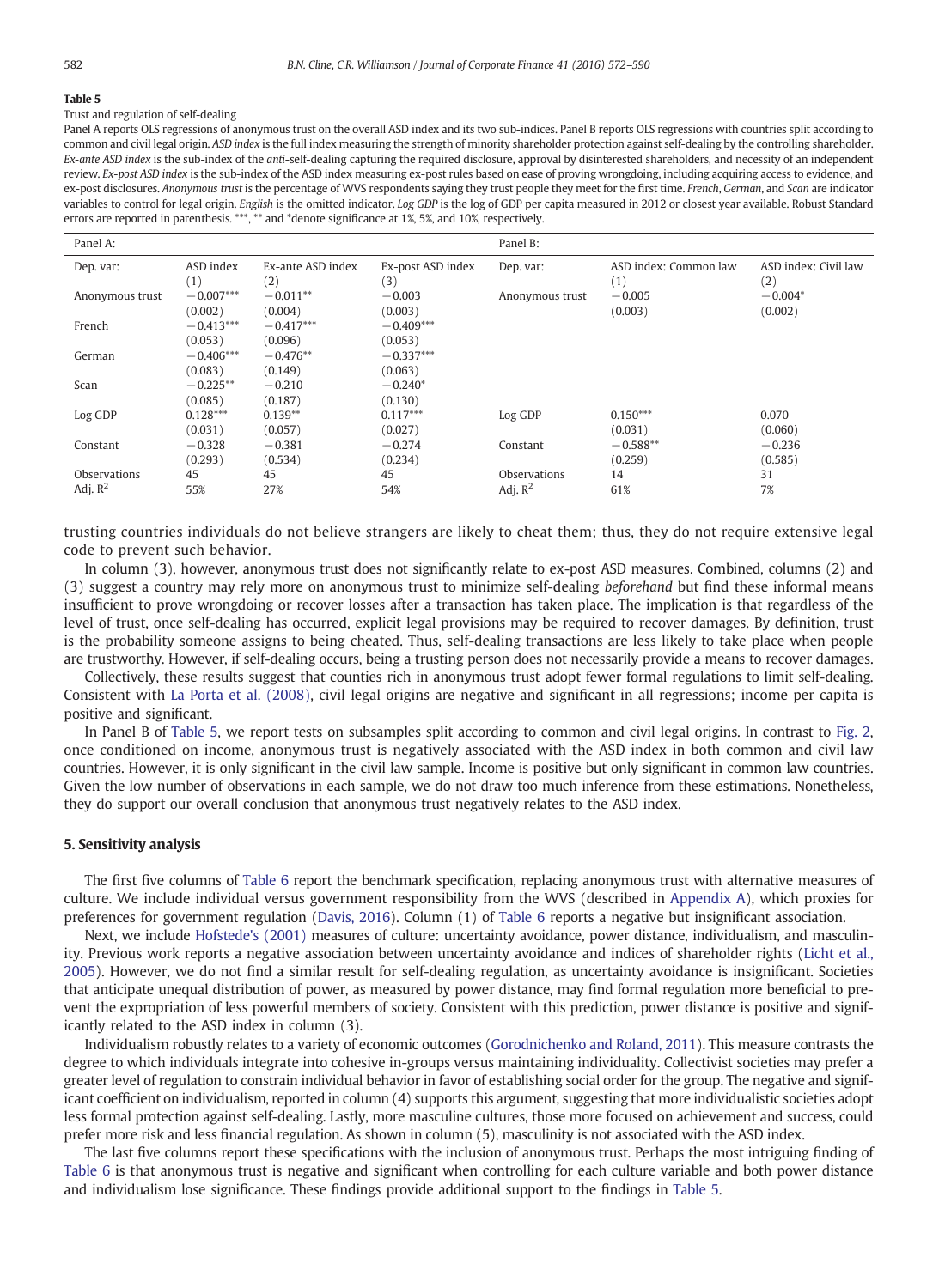**Table 5**

Trust and regulation of self-dealing

Panel A reports OLS regressions of anonymous trust on the overall ASD index and its two sub-indices. Panel B reports OLS regressions with countries split according to common and civil legal origin. *ASD index* is the full index measuring the strength of minority shareholder protection against self-dealing by the controlling shareholder. *Ex-ante ASD index* is the sub-index of the *anti*-self-dealing capturing the required disclosure, approval by disinterested shareholders, and necessity of an independent review. *Ex-post ASD index* is the sub-index of the ASD index measuring ex-post rules based on ease of proving wrongdoing, including acquiring access to evidence, and ex-post disclosures. *Anonymous trust* is the percentage of WVS respondents saying they trust people they meet for the first time. *French*, *German*, and *Scan* are indicator variables to control for legal origin. *English* is the omitted indicator. *Log GDP* is the log of GDP per capita measured in 2012 or closest year available. Robust Standard errors are reported in parenthesis. ***, ** and *denote significance at 1%, 5%, and 10%, respectively.

| Panel A: | | | | Panel B: | | |
|---|---|---|---|---|---|---|
| Dep. var: | ASD index (1) | Ex-ante ASD index (2) | Ex-post ASD index (3) | Dep. var: | ASD index: Common law (1) | ASD index: Civil law (2) |
| Anonymous trust | −0.007*** | −0.011** | −0.003 | Anonymous trust | −0.005 | −0.004* |
| | (0.002) | (0.004) | (0.003) | | (0.003) | (0.002) |
| French | −0.413*** | −0.417*** | −0.409*** | | | |
| | (0.053) | (0.096) | (0.053) | | | |
| German | −0.406*** | −0.476** | −0.337*** | | | |
| | (0.083) | (0.149) | (0.063) | | | |
| Scan | −0.225** | −0.210 | −0.240* | | | |
| | (0.085) | (0.187) | (0.130) | | | |
| Log GDP | 0.128*** | 0.139** | 0.117*** | Log GDP | 0.150*** | 0.070 |
| | (0.031) | (0.057) | (0.027) | | (0.031) | (0.060) |
| Constant | −0.328 | −0.381 | −0.274 | Constant | −0.588** | −0.236 |
| | (0.293) | (0.534) | (0.234) | | (0.259) | (0.585) |
| Observations | 45 | 45 | 45 | Observations | 14 | 31 |
| Adj. $R^2$ | 55% | 27% | 54% | Adj. $R^2$ | 61% | 7% |

trusting countries individuals do not believe strangers are likely to cheat them; thus, they do not require extensive legal code to prevent such behavior.

In column (3), however, anonymous trust does not significantly relate to ex-post ASD measures. Combined, columns (2) and (3) suggest a country may rely more on anonymous trust to minimize self-dealing *beforehand* but find these informal means insufficient to prove wrongdoing or recover losses after a transaction has taken place. The implication is that regardless of the level of trust, once self-dealing has occurred, explicit legal provisions may be required to recover damages. By definition, trust is the probability someone assigns to being cheated. Thus, self-dealing transactions are less likely to take place when people are trustworthy. However, if self-dealing occurs, being a trusting person does not necessarily provide a means to recover damages.

Collectively, these results suggest that counties rich in anonymous trust adopt fewer formal regulations to limit self-dealing. Consistent with La Porta et al. (2008), civil legal origins are negative and significant in all regressions; income per capita is positive and significant.

In Panel B of Table 5, we report tests on subsamples split according to common and civil legal origins. In contrast to Fig. 2, once conditioned on income, anonymous trust is negatively associated with the ASD index in both common and civil law countries. However, it is only significant in the civil law sample. Income is positive but only significant in common law countries. Given the low number of observations in each sample, we do not draw too much inference from these estimations. Nonetheless, they do support our overall conclusion that anonymous trust negatively relates to the ASD index.

## 5. Sensitivity analysis

The first five columns of Table 6 report the benchmark specification, replacing anonymous trust with alternative measures of culture. We include individual versus government responsibility from the WVS (described in Appendix A), which proxies for preferences for government regulation (Davis, 2016). Column (1) of Table 6 reports a negative but insignificant association.

Next, we include Hofstede's (2001) measures of culture: uncertainty avoidance, power distance, individualism, and masculinity. Previous work reports a negative association between uncertainty avoidance and indices of shareholder rights (Licht et al., 2005). However, we do not find a similar result for self-dealing regulation, as uncertainty avoidance is insignificant. Societies that anticipate unequal distribution of power, as measured by power distance, may find formal regulation more beneficial to prevent the expropriation of less powerful members of society. Consistent with this prediction, power distance is positive and significantly related to the ASD index in column (3).

Individualism robustly relates to a variety of economic outcomes (Gorodnichenko and Roland, 2011). This measure contrasts the degree to which individuals integrate into cohesive in-groups versus maintaining individuality. Collectivist societies may prefer a greater level of regulation to constrain individual behavior in favor of establishing social order for the group. The negative and significant coefficient on individualism, reported in column (4) supports this argument, suggesting that more individualistic societies adopt less formal protection against self-dealing. Lastly, more masculine cultures, those more focused on achievement and success, could prefer more risk and less financial regulation. As shown in column (5), masculinity is not associated with the ASD index.

The last five columns report these specifications with the inclusion of anonymous trust. Perhaps the most intriguing finding of Table 6 is that anonymous trust is negative and significant when controlling for each culture variable and both power distance and individualism lose significance. These findings provide additional support to the findings in Table 5.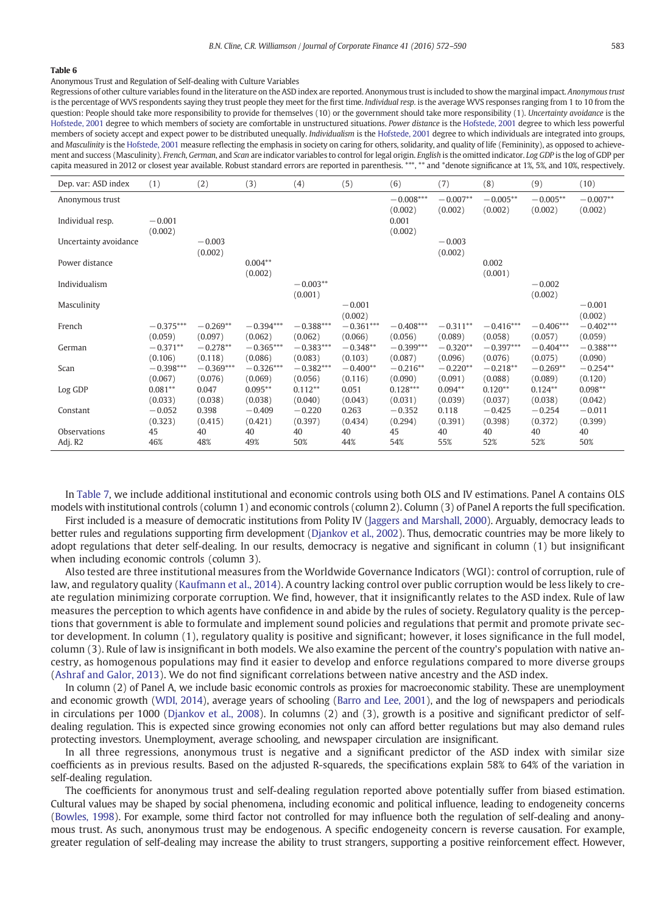**Table 6**

Anonymous Trust and Regulation of Self-dealing with Culture Variables

Regressions of other culture variables found in the literature on the ASD index are reported. Anonymous trust is included to show the marginal impact. *Anonymous trust* is the percentage of WVS respondents saying they trust people they meet for the first time. *Individual resp.* is the average WVS responses ranging from 1 to 10 from the question: People should take more responsibility to provide for themselves (10) or the government should take more responsibility (1). *Uncertainty avoidance* is the Hofstede, 2001 degree to which members of society are comfortable in unstructured situations. *Power distance* is the Hofstede, 2001 degree to which less powerful members of society accept and expect power to be distributed unequally. *Individualism* is the Hofstede, 2001 degree to which individuals are integrated into groups, and *Masculinity* is the Hofstede, 2001 measure reflecting the emphasis in society on caring for others, solidarity, and quality of life (Femininity), as opposed to achievement and success (Masculinity). *French*, *German*, and *Scan* are indicator variables to control for legal origin. *English* is the omitted indicator. *Log GDP* is the log of GDP per capita measured in 2012 or closest year available. Robust standard errors are reported in parenthesis. ***, ** and *denote significance at 1%, 5%, and 10%, respectively.

| Dep. var: ASD index | (1) | (2) | (3) | (4) | (5) | (6) | (7) | (8) | (9) | (10) |
|---|---|---|---|---|---|---|---|---|---|---|
| Anonymous trust | | | | | | −0.008*** | −0.007** | −0.005** | −0.005** | −0.007** |
| | | | | | | (0.002) | (0.002) | (0.002) | (0.002) | (0.002) |
| Individual resp. | −0.001 | | | | | 0.001 | | | | |
| | (0.002) | | | | | (0.002) | | | | |
| Uncertainty avoidance | | −0.003 | | | | | −0.003 | | | |
| | | (0.002) | | | | | (0.002) | | | |
| Power distance | | | 0.004** | | | | | 0.002 | | |
| | | | (0.002) | | | | | (0.001) | | |
| Individualism | | | | −0.003** | | | | | −0.002 | |
| | | | | (0.001) | | | | | (0.002) | |
| Masculinity | | | | | −0.001 | | | | | −0.001 |
| | | | | | (0.002) | | | | | (0.002) |
| French | −0.375*** | −0.269** | −0.394*** | −0.388*** | −0.361*** | −0.408*** | −0.311** | −0.416*** | −0.406*** | −0.402*** |
| | (0.059) | (0.097) | (0.062) | (0.062) | (0.066) | (0.056) | (0.089) | (0.058) | (0.057) | (0.059) |
| German | −0.371** | −0.278** | −0.365*** | −0.383*** | −0.348** | −0.399*** | −0.320** | −0.397*** | −0.404*** | −0.388*** |
| | (0.106) | (0.118) | (0.086) | (0.083) | (0.103) | (0.087) | (0.096) | (0.076) | (0.075) | (0.090) |
| Scan | −0.398*** | −0.369*** | −0.326*** | −0.382*** | −0.400** | −0.216** | −0.220** | −0.218** | −0.269** | −0.254** |
| | (0.067) | (0.076) | (0.069) | (0.056) | (0.116) | (0.090) | (0.091) | (0.088) | (0.089) | (0.120) |
| Log GDP | 0.081** | 0.047 | 0.095** | 0.112** | 0.051 | 0.128*** | 0.094** | 0.120** | 0.124** | 0.098** |
| | (0.033) | (0.038) | (0.038) | (0.040) | (0.043) | (0.031) | (0.039) | (0.037) | (0.038) | (0.042) |
| Constant | −0.052 | 0.398 | −0.409 | −0.220 | 0.263 | −0.352 | 0.118 | −0.425 | −0.254 | −0.011 |
| | (0.323) | (0.415) | (0.421) | (0.397) | (0.434) | (0.294) | (0.391) | (0.398) | (0.372) | (0.399) |
| Observations | 45 | 40 | 40 | 40 | 40 | 45 | 40 | 40 | 40 | 40 |
| Adj. R2 | 46% | 48% | 49% | 50% | 44% | 54% | 55% | 52% | 52% | 50% |

In Table 7, we include additional institutional and economic controls using both OLS and IV estimations. Panel A contains OLS models with institutional controls (column 1) and economic controls (column 2). Column (3) of Panel A reports the full specification.

First included is a measure of democratic institutions from Polity IV (Jaggers and Marshall, 2000). Arguably, democracy leads to better rules and regulations supporting firm development (Djankov et al., 2002). Thus, democratic countries may be more likely to adopt regulations that deter self-dealing. In our results, democracy is negative and significant in column (1) but insignificant when including economic controls (column 3).

Also tested are three institutional measures from the Worldwide Governance Indicators (WGI): control of corruption, rule of law, and regulatory quality (Kaufmann et al., 2014). A country lacking control over public corruption would be less likely to create regulation minimizing corporate corruption. We find, however, that it insignificantly relates to the ASD index. Rule of law measures the perception to which agents have confidence in and abide by the rules of society. Regulatory quality is the perceptions that government is able to formulate and implement sound policies and regulations that permit and promote private sector development. In column (1), regulatory quality is positive and significant; however, it loses significance in the full model, column (3). Rule of law is insignificant in both models. We also examine the percent of the country's population with native ancestry, as homogenous populations may find it easier to develop and enforce regulations compared to more diverse groups (Ashraf and Galor, 2013). We do not find significant correlations between native ancestry and the ASD index.

In column (2) of Panel A, we include basic economic controls as proxies for macroeconomic stability. These are unemployment and economic growth (WDI, 2014), average years of schooling (Barro and Lee, 2001), and the log of newspapers and periodicals in circulations per 1000 (Djankov et al., 2008). In columns (2) and (3), growth is a positive and significant predictor of self-dealing regulation. This is expected since growing economies not only can afford better regulations but may also demand rules protecting investors. Unemployment, average schooling, and newspaper circulation are insignificant.

In all three regressions, anonymous trust is negative and a significant predictor of the ASD index with similar size coefficients as in previous results. Based on the adjusted R-squareds, the specifications explain 58% to 64% of the variation in self-dealing regulation.

The coefficients for anonymous trust and self-dealing regulation reported above potentially suffer from biased estimation. Cultural values may be shaped by social phenomena, including economic and political influence, leading to endogeneity concerns (Bowles, 1998). For example, some third factor not controlled for may influence both the regulation of self-dealing and anonymous trust. As such, anonymous trust may be endogenous. A specific endogeneity concern is reverse causation. For example, greater regulation of self-dealing may increase the ability to trust strangers, supporting a positive reinforcement effect. However,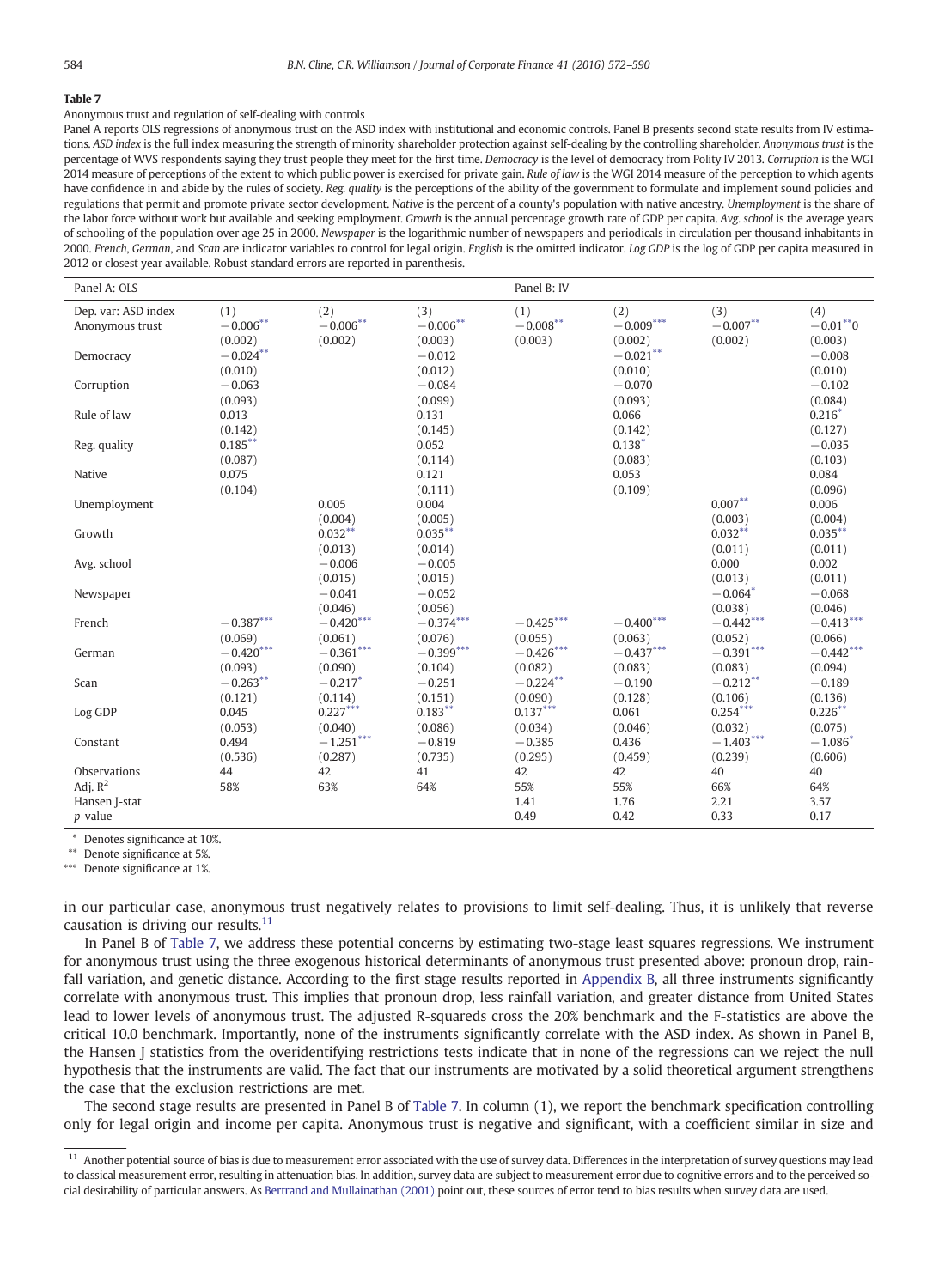**Table 7**

Anonymous trust and regulation of self-dealing with controls

Panel A reports OLS regressions of anonymous trust on the ASD index with institutional and economic controls. Panel B presents second state results from IV estimations. *ASD index* is the full index measuring the strength of minority shareholder protection against self-dealing by the controlling shareholder. *Anonymous trust* is the percentage of WVS respondents saying they trust people they meet for the first time. *Democracy* is the level of democracy from Polity IV 2013. *Corruption* is the WGI 2014 measure of perceptions of the extent to which public power is exercised for private gain. *Rule of law* is the WGI 2014 measure of the perception to which agents have confidence in and abide by the rules of society. *Reg. quality* is the perceptions of the ability of the government to formulate and implement sound policies and regulations that permit and promote private sector development. *Native* is the percent of a county's population with native ancestry. *Unemployment* is the share of the labor force without work but available and seeking employment. *Growth* is the annual percentage growth rate of GDP per capita. *Avg. school* is the average years of schooling of the population over age 25 in 2000. *Newspaper* is the logarithmic number of newspapers and periodicals in circulation per thousand inhabitants in 2000. *French, German*, and *Scan* are indicator variables to control for legal origin. *English* is the omitted indicator. *Log GDP* is the log of GDP per capita measured in 2012 or closest year available. Robust standard errors are reported in parenthesis.

| Panel A: OLS | | | | Panel B: IV | | | |
|---|---|---|---|---|---|---|---|
| Dep. var: ASD index | (1) | (2) | (3) | (1) | (2) | (3) | (4) |
| Anonymous trust | −0.006** | −0.006** | −0.006** | −0.008** | −0.009*** | −0.007** | −0.01**0 |
| | (0.002) | (0.002) | (0.003) | (0.003) | (0.002) | (0.002) | (0.003) |
| Democracy | −0.024** | | −0.012 | | −0.021** | | −0.008 |
| | (0.010) | | (0.012) | | (0.010) | | (0.010) |
| Corruption | −0.063 | | −0.084 | | −0.070 | | −0.102 |
| | (0.093) | | (0.099) | | (0.093) | | (0.084) |
| Rule of law | 0.013 | | 0.131 | | 0.066 | | 0.216* |
| | (0.142) | | (0.145) | | (0.142) | | (0.127) |
| Reg. quality | 0.185** | | 0.052 | | 0.138* | | −0.035 |
| | (0.087) | | (0.114) | | (0.083) | | (0.103) |
| Native | 0.075 | | 0.121 | | 0.053 | | 0.084 |
| | (0.104) | | (0.111) | | (0.109) | | (0.096) |
| Unemployment | | 0.005 | 0.004 | | | 0.007** | 0.006 |
| | | (0.004) | (0.005) | | | (0.003) | (0.004) |
| Growth | | 0.032** | 0.035** | | | 0.032** | 0.035** |
| | | (0.013) | (0.014) | | | (0.011) | (0.011) |
| Avg. school | | −0.006 | −0.005 | | | 0.000 | 0.002 |
| | | (0.015) | (0.015) | | | (0.013) | (0.011) |
| Newspaper | | −0.041 | −0.052 | | | −0.064* | −0.068 |
| | | (0.046) | (0.056) | | | (0.038) | (0.046) |
| French | −0.387*** | −0.420*** | −0.374*** | −0.425*** | −0.400*** | −0.442*** | −0.413*** |
| | (0.069) | (0.061) | (0.076) | (0.055) | (0.063) | (0.052) | (0.066) |
| German | −0.420*** | −0.361*** | −0.399*** | −0.426*** | −0.437*** | −0.391*** | −0.442*** |
| | (0.093) | (0.090) | (0.104) | (0.082) | (0.083) | (0.083) | (0.094) |
| Scan | −0.263** | −0.217* | −0.251 | −0.224** | −0.190 | −0.212** | −0.189 |
| | (0.121) | (0.114) | (0.151) | (0.090) | (0.128) | (0.106) | (0.136) |
| Log GDP | 0.045 | 0.227*** | 0.183** | 0.137*** | 0.061 | 0.254*** | 0.226** |
| | (0.053) | (0.040) | (0.086) | (0.034) | (0.046) | (0.032) | (0.075) |
| Constant | 0.494 | −1.251*** | −0.819 | −0.385 | 0.436 | −1.403*** | −1.086* |
| | (0.536) | (0.287) | (0.735) | (0.295) | (0.459) | (0.239) | (0.606) |
| Observations | 44 | 42 | 41 | 42 | 42 | 40 | 40 |
| Adj. $R^2$ | 58% | 63% | 64% | 55% | 55% | 66% | 64% |
| Hansen J-stat | | | | 1.41 | 1.76 | 2.21 | 3.57 |
| *p*-value | | | | 0.49 | 0.42 | 0.33 | 0.17 |

\* Denotes significance at 10%.
\*\* Denote significance at 5%.
\*\*\* Denote significance at 1%.

in our particular case, anonymous trust negatively relates to provisions to limit self-dealing. Thus, it is unlikely that reverse causation is driving our results.[11]

In Panel B of Table 7, we address these potential concerns by estimating two-stage least squares regressions. We instrument for anonymous trust using the three exogenous historical determinants of anonymous trust presented above: pronoun drop, rainfall variation, and genetic distance. According to the first stage results reported in Appendix B, all three instruments significantly correlate with anonymous trust. This implies that pronoun drop, less rainfall variation, and greater distance from United States lead to lower levels of anonymous trust. The adjusted R-squareds cross the 20% benchmark and the F-statistics are above the critical 10.0 benchmark. Importantly, none of the instruments significantly correlate with the ASD index. As shown in Panel B, the Hansen J statistics from the overidentifying restrictions tests indicate that in none of the regressions can we reject the null hypothesis that the instruments are valid. The fact that our instruments are motivated by a solid theoretical argument strengthens the case that the exclusion restrictions are met.

The second stage results are presented in Panel B of Table 7. In column (1), we report the benchmark specification controlling only for legal origin and income per capita. Anonymous trust is negative and significant, with a coefficient similar in size and

[11] Another potential source of bias is due to measurement error associated with the use of survey data. Differences in the interpretation of survey questions may lead to classical measurement error, resulting in attenuation bias. In addition, survey data are subject to measurement error due to cognitive errors and to the perceived social desirability of particular answers. As Bertrand and Mullainathan (2001) point out, these sources of error tend to bias results when survey data are used.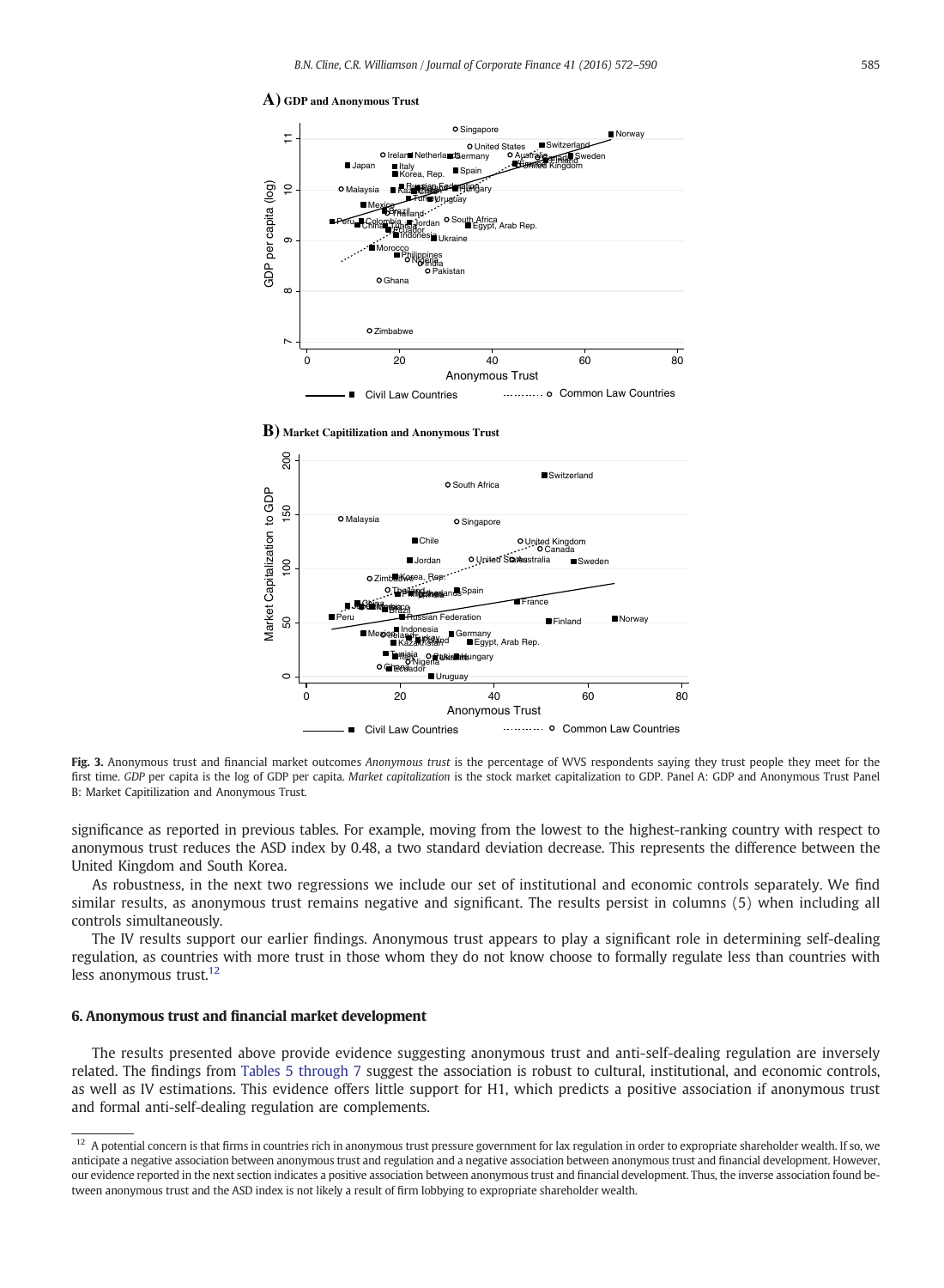**Fig. 3.** Anonymous trust and financial market outcomes *Anonymous trust* is the percentage of WVS respondents saying they trust people they meet for the first time. *GDP* per capita is the log of GDP per capita. *Market capitalization* is the stock market capitalization to GDP. Panel A: GDP and Anonymous Trust Panel B: Market Capitilization and Anonymous Trust.

significance as reported in previous tables. For example, moving from the lowest to the highest-ranking country with respect to anonymous trust reduces the ASD index by 0.48, a two standard deviation decrease. This represents the difference between the United Kingdom and South Korea.

As robustness, in the next two regressions we include our set of institutional and economic controls separately. We find similar results, as anonymous trust remains negative and significant. The results persist in columns (5) when including all controls simultaneously.

The IV results support our earlier findings. Anonymous trust appears to play a significant role in determining self-dealing regulation, as countries with more trust in those whom they do not know choose to formally regulate less than countries with less anonymous trust.[12]

## 6. Anonymous trust and financial market development

The results presented above provide evidence suggesting anonymous trust and anti-self-dealing regulation are inversely related. The findings from Tables 5 through 7 suggest the association is robust to cultural, institutional, and economic controls, as well as IV estimations. This evidence offers little support for H1, which predicts a positive association if anonymous trust and formal anti-self-dealing regulation are complements.

[12] A potential concern is that firms in countries rich in anonymous trust pressure government for lax regulation in order to expropriate shareholder wealth. If so, we anticipate a negative association between anonymous trust and regulation and a negative association between anonymous trust and financial development. However, our evidence reported in the next section indicates a positive association between anonymous trust and financial development. Thus, the inverse association found between anonymous trust and the ASD index is not likely a result of firm lobbying to expropriate shareholder wealth.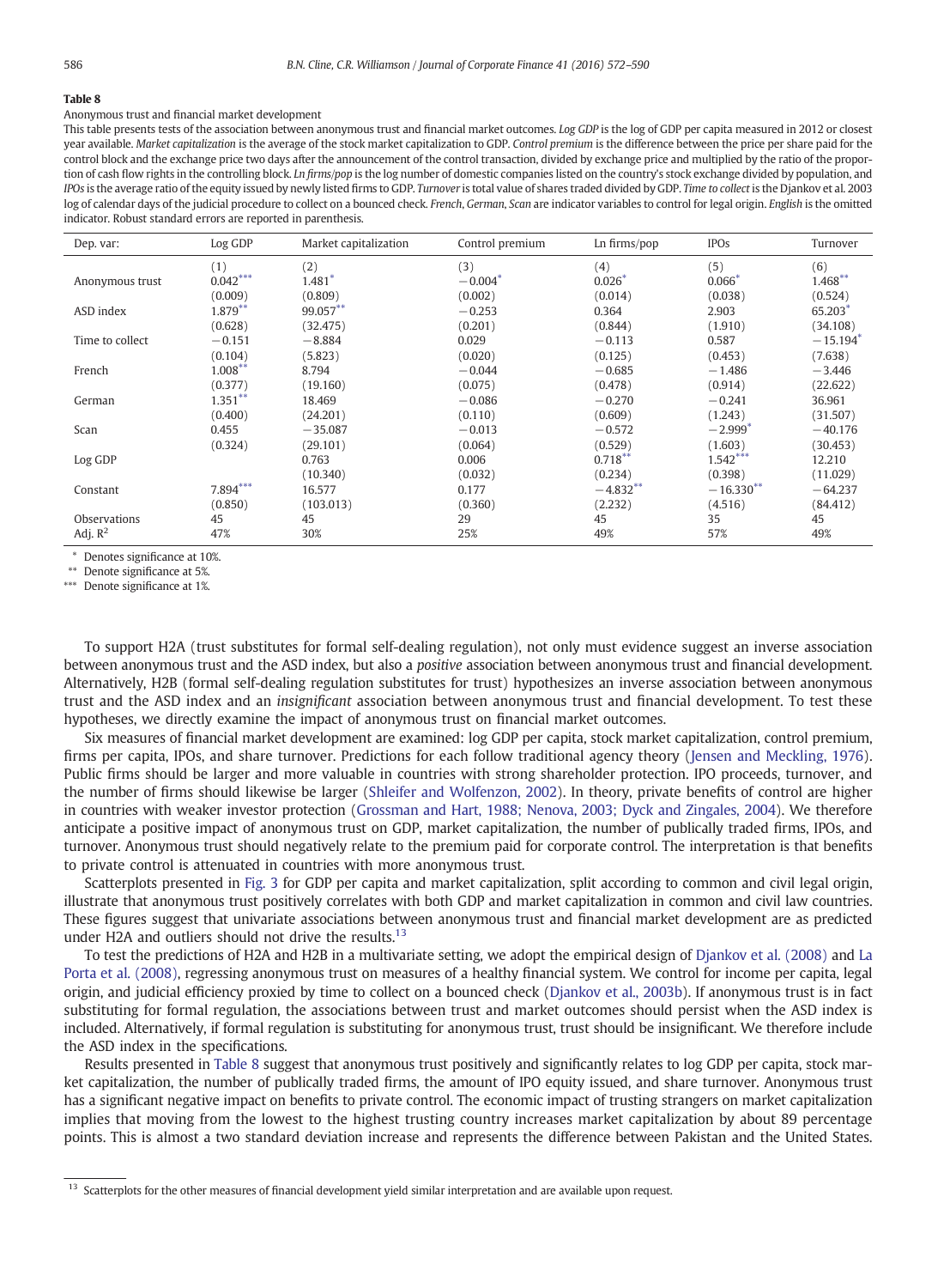**Table 8**

Anonymous trust and financial market development

This table presents tests of the association between anonymous trust and financial market outcomes. *Log GDP* is the log of GDP per capita measured in 2012 or closest year available. *Market capitalization* is the average of the stock market capitalization to GDP. *Control premium* is the difference between the price per share paid for the control block and the exchange price two days after the announcement of the control transaction, divided by exchange price and multiplied by the ratio of the proportion of cash flow rights in the controlling block. *Ln firms/pop* is the log number of domestic companies listed on the country's stock exchange divided by population, and *IPOs* is the average ratio of the equity issued by newly listed firms to GDP. *Turnover* is total value of shares traded divided by GDP. *Time to collect* is the Djankov et al. 2003 log of calendar days of the judicial procedure to collect on a bounced check. *French, German, Scan* are indicator variables to control for legal origin. *English* is the omitted indicator. Robust standard errors are reported in parenthesis.

| Dep. var: | Log GDP | Market capitalization | Control premium | Ln firms/pop | IPOs | Turnover |
|---|---|---|---|---|---|---|
| | (1) | (2) | (3) | (4) | (5) | (6) |
| Anonymous trust | 0.042*** | 1.481* | −0.004* | 0.026* | 0.066* | 1.468** |
| | (0.009) | (0.809) | (0.002) | (0.014) | (0.038) | (0.524) |
| ASD index | 1.879** | 99.057** | −0.253 | 0.364 | 2.903 | 65.203* |
| | (0.628) | (32.475) | (0.201) | (0.844) | (1.910) | (34.108) |
| Time to collect | −0.151 | −8.884 | 0.029 | −0.113 | 0.587 | −15.194* |
| | (0.104) | (5.823) | (0.020) | (0.125) | (0.453) | (7.638) |
| French | 1.008** | 8.794 | −0.044 | −0.685 | −1.486 | −3.446 |
| | (0.377) | (19.160) | (0.075) | (0.478) | (0.914) | (22.622) |
| German | 1.351** | 18.469 | −0.086 | −0.270 | −0.241 | 36.961 |
| | (0.400) | (24.201) | (0.110) | (0.609) | (1.243) | (31.507) |
| Scan | 0.455 | −35.087 | −0.013 | −0.572 | −2.999* | −40.176 |
| | (0.324) | (29.101) | (0.064) | (0.529) | (1.603) | (30.453) |
| Log GDP | | 0.763 | 0.006 | 0.718** | 1.542*** | 12.210 |
| | | (10.340) | (0.032) | (0.234) | (0.398) | (11.029) |
| Constant | 7.894*** | 16.577 | 0.177 | −4.832** | −16.330** | −64.237 |
| | (0.850) | (103.013) | (0.360) | (2.232) | (4.516) | (84.412) |
| Observations | 45 | 45 | 29 | 45 | 35 | 45 |
| Adj. $R^2$ | 47% | 30% | 25% | 49% | 57% | 49% |

\* Denotes significance at 10%.
\*\* Denote significance at 5%.
\*\*\* Denote significance at 1%.

To support H2A (trust substitutes for formal self-dealing regulation), not only must evidence suggest an inverse association between anonymous trust and the ASD index, but also a *positive* association between anonymous trust and financial development. Alternatively, H2B (formal self-dealing regulation substitutes for trust) hypothesizes an inverse association between anonymous trust and the ASD index and an *insignificant* association between anonymous trust and financial development. To test these hypotheses, we directly examine the impact of anonymous trust on financial market outcomes.

Six measures of financial market development are examined: log GDP per capita, stock market capitalization, control premium, firms per capita, IPOs, and share turnover. Predictions for each follow traditional agency theory (Jensen and Meckling, 1976). Public firms should be larger and more valuable in countries with strong shareholder protection. IPO proceeds, turnover, and the number of firms should likewise be larger (Shleifer and Wolfenzon, 2002). In theory, private benefits of control are higher in countries with weaker investor protection (Grossman and Hart, 1988; Nenova, 2003; Dyck and Zingales, 2004). We therefore anticipate a positive impact of anonymous trust on GDP, market capitalization, the number of publically traded firms, IPOs, and turnover. Anonymous trust should negatively relate to the premium paid for corporate control. The interpretation is that benefits to private control is attenuated in countries with more anonymous trust.

Scatterplots presented in Fig. 3 for GDP per capita and market capitalization, split according to common and civil legal origin, illustrate that anonymous trust positively correlates with both GDP and market capitalization in common and civil law countries. These figures suggest that univariate associations between anonymous trust and financial market development are as predicted under H2A and outliers should not drive the results.[13]

To test the predictions of H2A and H2B in a multivariate setting, we adopt the empirical design of Djankov et al. (2008) and La Porta et al. (2008), regressing anonymous trust on measures of a healthy financial system. We control for income per capita, legal origin, and judicial efficiency proxied by time to collect on a bounced check (Djankov et al., 2003b). If anonymous trust is in fact substituting for formal regulation, the associations between trust and market outcomes should persist when the ASD index is included. Alternatively, if formal regulation is substituting for anonymous trust, trust should be insignificant. We therefore include the ASD index in the specifications.

Results presented in Table 8 suggest that anonymous trust positively and significantly relates to log GDP per capita, stock market capitalization, the number of publically traded firms, the amount of IPO equity issued, and share turnover. Anonymous trust has a significant negative impact on benefits to private control. The economic impact of trusting strangers on market capitalization implies that moving from the lowest to the highest trusting country increases market capitalization by about 89 percentage points. This is almost a two standard deviation increase and represents the difference between Pakistan and the United States.

[13] Scatterplots for the other measures of financial development yield similar interpretation and are available upon request.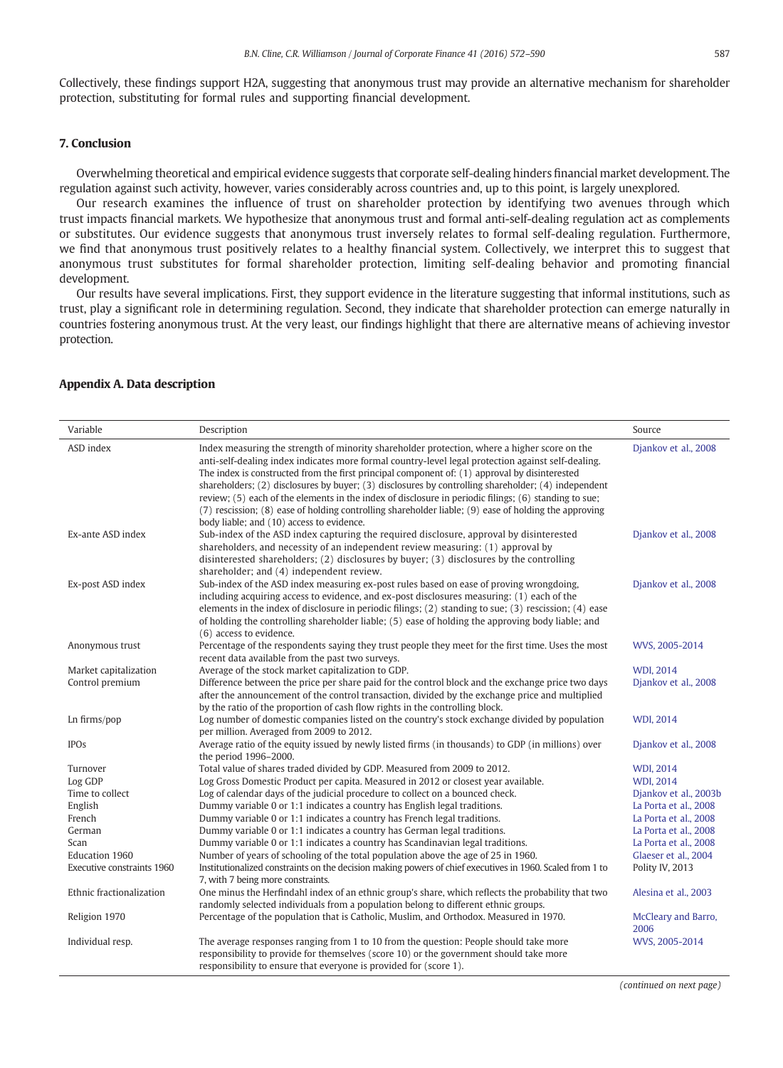Collectively, these findings support H2A, suggesting that anonymous trust may provide an alternative mechanism for shareholder protection, substituting for formal rules and supporting financial development.

## 7. Conclusion

Overwhelming theoretical and empirical evidence suggests that corporate self-dealing hinders financial market development. The regulation against such activity, however, varies considerably across countries and, up to this point, is largely unexplored.

Our research examines the influence of trust on shareholder protection by identifying two avenues through which trust impacts financial markets. We hypothesize that anonymous trust and formal anti-self-dealing regulation act as complements or substitutes. Our evidence suggests that anonymous trust inversely relates to formal self-dealing regulation. Furthermore, we find that anonymous trust positively relates to a healthy financial system. Collectively, we interpret this to suggest that anonymous trust substitutes for formal shareholder protection, limiting self-dealing behavior and promoting financial development.

Our results have several implications. First, they support evidence in the literature suggesting that informal institutions, such as trust, play a significant role in determining regulation. Second, they indicate that shareholder protection can emerge naturally in countries fostering anonymous trust. At the very least, our findings highlight that there are alternative means of achieving investor protection.

## Appendix A. Data description

| Variable | Description | Source |
|---|---|---|
| ASD index | Index measuring the strength of minority shareholder protection, where a higher score on the anti-self-dealing index indicates more formal country-level legal protection against self-dealing. The index is constructed from the first principal component of: (1) approval by disinterested shareholders; (2) disclosures by buyer; (3) disclosures by controlling shareholder; (4) independent review; (5) each of the elements in the index of disclosure in periodic filings; (6) standing to sue; (7) rescission; (8) ease of holding controlling shareholder liable; (9) ease of holding the approving body liable; and (10) access to evidence. | Djankov et al., 2008 |
| Ex-ante ASD index | Sub-index of the ASD index capturing the required disclosure, approval by disinterested shareholders, and necessity of an independent review measuring: (1) approval by disinterested shareholders; (2) disclosures by buyer; (3) disclosures by the controlling shareholder; and (4) independent review. | Djankov et al., 2008 |
| Ex-post ASD index | Sub-index of the ASD index measuring ex-post rules based on ease of proving wrongdoing, including acquiring access to evidence, and ex-post disclosures measuring: (1) each of the elements in the index of disclosure in periodic filings; (2) standing to sue; (3) rescission; (4) ease of holding the controlling shareholder liable; (5) ease of holding the approving body liable; and (6) access to evidence. | Djankov et al., 2008 |
| Anonymous trust | Percentage of the respondents saying they trust people they meet for the first time. Uses the most recent data available from the past two surveys. | WVS, 2005-2014 |
| Market capitalization | Average of the stock market capitalization to GDP. | WDI, 2014 |
| Control premium | Difference between the price per share paid for the control block and the exchange price two days after the announcement of the control transaction, divided by the exchange price and multiplied by the ratio of the proportion of cash flow rights in the controlling block. | Djankov et al., 2008 |
| Ln firms/pop | Log number of domestic companies listed on the country's stock exchange divided by population per million. Averaged from 2009 to 2012. | WDI, 2014 |
| IPOs | Average ratio of the equity issued by newly listed firms (in thousands) to GDP (in millions) over the period 1996–2000. | Djankov et al., 2008 |
| Turnover | Total value of shares traded divided by GDP. Measured from 2009 to 2012. | WDI, 2014 |
| Log GDP | Log Gross Domestic Product per capita. Measured in 2012 or closest year available. | WDI, 2014 |
| Time to collect | Log of calendar days of the judicial procedure to collect on a bounced check. | Djankov et al., 2003b |
| English | Dummy variable 0 or 1:1 indicates a country has English legal traditions. | La Porta et al., 2008 |
| French | Dummy variable 0 or 1:1 indicates a country has French legal traditions. | La Porta et al., 2008 |
| German | Dummy variable 0 or 1:1 indicates a country has German legal traditions. | La Porta et al., 2008 |
| Scan | Dummy variable 0 or 1:1 indicates a country has Scandinavian legal traditions. | La Porta et al., 2008 |
| Education 1960 | Number of years of schooling of the total population above the age of 25 in 1960. | Glaeser et al., 2004 |
| Executive constraints 1960 | Institutionalized constraints on the decision making powers of chief executives in 1960. Scaled from 1 to 7, with 7 being more constraints. | Polity IV, 2013 |
| Ethnic fractionalization | One minus the Herfindahl index of an ethnic group's share, which reflects the probability that two randomly selected individuals from a population belong to different ethnic groups. | Alesina et al., 2003 |
| Religion 1970 | Percentage of the population that is Catholic, Muslim, and Orthodox. Measured in 1970. | McCleary and Barro, 2006 |
| Individual resp. | The average responses ranging from 1 to 10 from the question: People should take more responsibility to provide for themselves (score 10) or the government should take more responsibility to ensure that everyone is provided for (score 1). | WVS, 2005-2014 |

*(continued on next page)*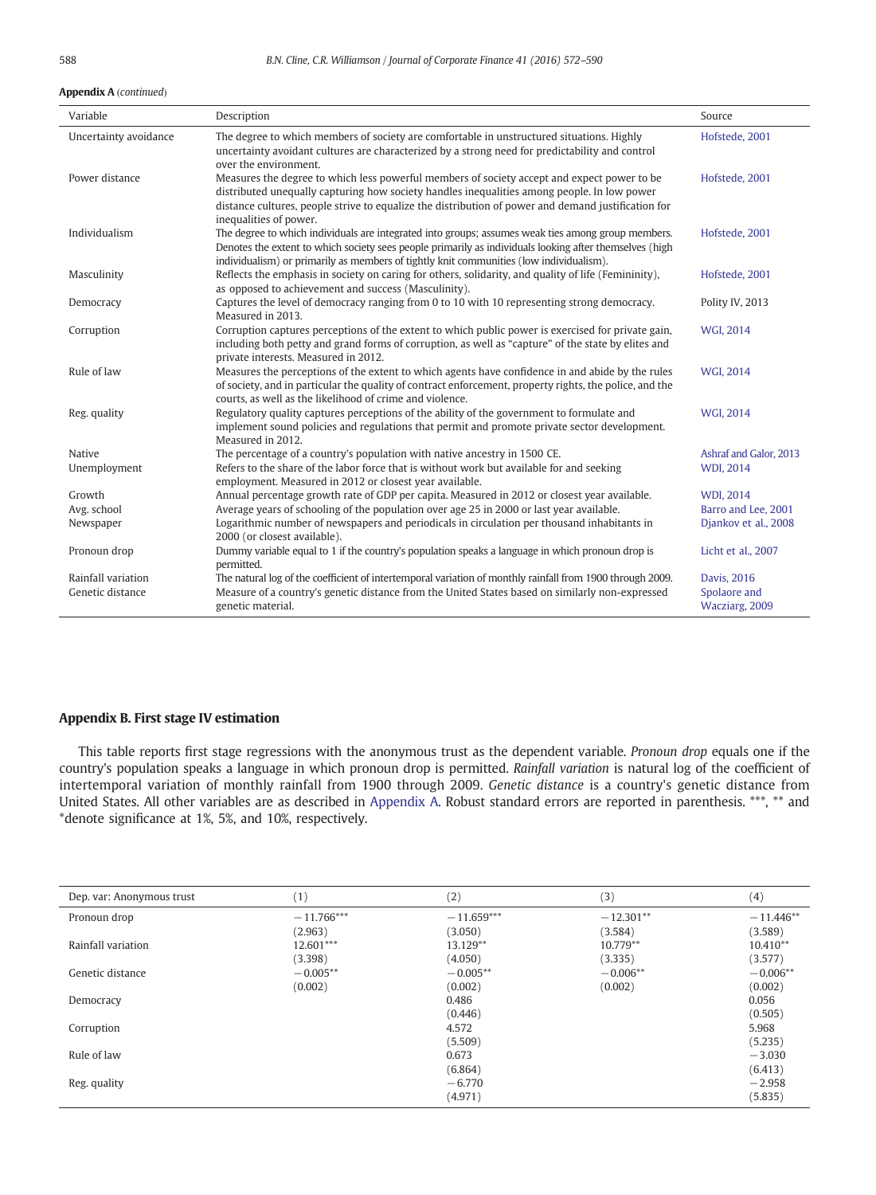**Appendix A** (*continued*)

| Variable | Description | Source |
|---|---|---|
| Uncertainty avoidance | The degree to which members of society are comfortable in unstructured situations. Highly uncertainty avoidant cultures are characterized by a strong need for predictability and control over the environment. | Hofstede, 2001 |
| Power distance | Measures the degree to which less powerful members of society accept and expect power to be distributed unequally capturing how society handles inequalities among people. In low power distance cultures, people strive to equalize the distribution of power and demand justification for inequalities of power. | Hofstede, 2001 |
| Individualism | The degree to which individuals are integrated into groups; assumes weak ties among group members. Denotes the extent to which society sees people primarily as individuals looking after themselves (high individualism) or primarily as members of tightly knit communities (low individualism). | Hofstede, 2001 |
| Masculinity | Reflects the emphasis in society on caring for others, solidarity, and quality of life (Femininity), as opposed to achievement and success (Masculinity). | Hofstede, 2001 |
| Democracy | Captures the level of democracy ranging from 0 to 10 with 10 representing strong democracy. Measured in 2013. | Polity IV, 2013 |
| Corruption | Corruption captures perceptions of the extent to which public power is exercised for private gain, including both petty and grand forms of corruption, as well as "capture" of the state by elites and private interests. Measured in 2012. | WGI, 2014 |
| Rule of law | Measures the perceptions of the extent to which agents have confidence in and abide by the rules of society, and in particular the quality of contract enforcement, property rights, the police, and the courts, as well as the likelihood of crime and violence. | WGI, 2014 |
| Reg. quality | Regulatory quality captures perceptions of the ability of the government to formulate and implement sound policies and regulations that permit and promote private sector development. Measured in 2012. | WGI, 2014 |
| Native | The percentage of a country's population with native ancestry in 1500 CE. | Ashraf and Galor, 2013 |
| Unemployment | Refers to the share of the labor force that is without work but available for and seeking employment. Measured in 2012 or closest year available. | WDI, 2014 |
| Growth | Annual percentage growth rate of GDP per capita. Measured in 2012 or closest year available. | WDI, 2014 |
| Avg. school | Average years of schooling of the population over age 25 in 2000 or last year available. | Barro and Lee, 2001 |
| Newspaper | Logarithmic number of newspapers and periodicals in circulation per thousand inhabitants in 2000 (or closest available). | Djankov et al., 2008 |
| Pronoun drop | Dummy variable equal to 1 if the country's population speaks a language in which pronoun drop is permitted. | Licht et al., 2007 |
| Rainfall variation | The natural log of the coefficient of intertemporal variation of monthly rainfall from 1900 through 2009. | Davis, 2016 |
| Genetic distance | Measure of a country's genetic distance from the United States based on similarly non-expressed genetic material. | Spolaore and Wacziarg, 2009 |

## Appendix B. First stage IV estimation

This table reports first stage regressions with the anonymous trust as the dependent variable. *Pronoun drop* equals one if the country's population speaks a language in which pronoun drop is permitted. *Rainfall variation* is natural log of the coefficient of intertemporal variation of monthly rainfall from 1900 through 2009. *Genetic distance* is a country's genetic distance from United States. All other variables are as described in Appendix A. Robust standard errors are reported in parenthesis. \*\*\*, \*\* and \*denote significance at 1%, 5%, and 10%, respectively.

| Dep. var: Anonymous trust | (1) | (2) | (3) | (4) |
|---|---|---|---|---|
| Pronoun drop | −11.766\*\*\* | −11.659\*\*\* | −12.301\*\* | −11.446\*\* |
| | (2.963) | (3.050) | (3.584) | (3.589) |
| Rainfall variation | 12.601\*\*\* | 13.129\*\* | 10.779\*\* | 10.410\*\* |
| | (3.398) | (4.050) | (3.335) | (3.577) |
| Genetic distance | −0.005\*\* | −0.005\*\* | −0.006\*\* | −0.006\*\* |
| | (0.002) | (0.002) | (0.002) | (0.002) |
| Democracy | | 0.486 | | 0.056 |
| | | (0.446) | | (0.505) |
| Corruption | | 4.572 | | 5.968 |
| | | (5.509) | | (5.235) |
| Rule of law | | 0.673 | | −3.030 |
| | | (6.864) | | (6.413) |
| Reg. quality | | −6.770 | | −2.958 |
| | | (4.971) | | (5.835) |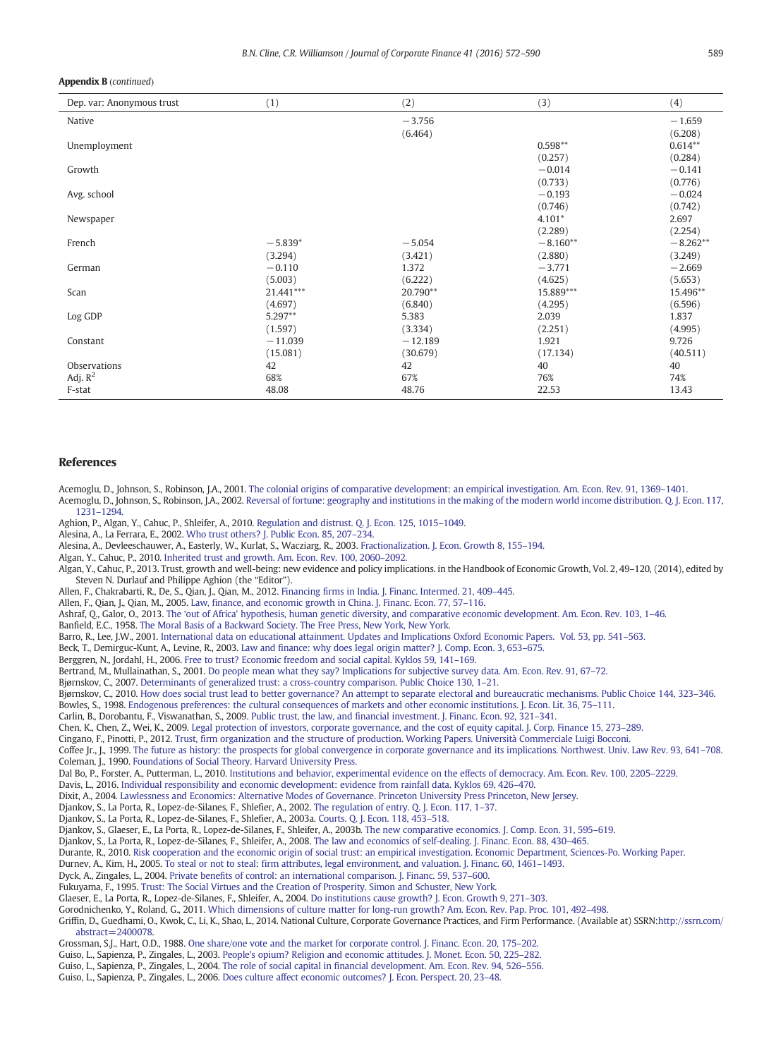**Appendix B** (*continued*)

| Dep. var: Anonymous trust | (1) | (2) | (3) | (4) |
|---|---|---|---|---|
| Native | | −3.756 | | −1.659 |
| | | (6.464) | | (6.208) |
| Unemployment | | | 0.598** | 0.614** |
| | | | (0.257) | (0.284) |
| Growth | | | −0.014 | −0.141 |
| | | | (0.733) | (0.776) |
| Avg. school | | | −0.193 | −0.024 |
| | | | (0.746) | (0.742) |
| Newspaper | | | 4.101* | 2.697 |
| | | | (2.289) | (2.254) |
| French | −5.839* | −5.054 | −8.160** | −8.262** |
| | (3.294) | (3.421) | (2.880) | (3.249) |
| German | −0.110 | 1.372 | −3.771 | −2.669 |
| | (5.003) | (6.222) | (4.625) | (5.653) |
| Scan | 21.441*** | 20.790** | 15.889*** | 15.496** |
| | (4.697) | (6.840) | (4.295) | (6.596) |
| Log GDP | 5.297** | 5.383 | 2.039 | 1.837 |
| | (1.597) | (3.334) | (2.251) | (4.995) |
| Constant | −11.039 | −12.189 | 1.921 | 9.726 |
| | (15.081) | (30.679) | (17.134) | (40.511) |
| Observations | 42 | 42 | 40 | 40 |
| Adj. $R^2$ | 68% | 67% | 76% | 74% |
| F-stat | 48.08 | 48.76 | 22.53 | 13.43 |

## References

Acemoglu, D., Johnson, S., Robinson, J.A., 2001. The colonial origins of comparative development: an empirical investigation. Am. Econ. Rev. 91, 1369–1401.

Acemoglu, D., Johnson, S., Robinson, J.A., 2002. Reversal of fortune: geography and institutions in the making of the modern world income distribution. Q. J. Econ. 117, 1231–1294.

Aghion, P., Algan, Y., Cahuc, P., Shleifer, A., 2010. Regulation and distrust. Q. J. Econ. 125, 1015–1049.

Alesina, A., La Ferrara, E., 2002. Who trust others? J. Public Econ. 85, 207–234.

Alesina, A., Devleeschauwer, A., Easterly, W., Kurlat, S., Wacziarg, R., 2003. Fractionalization. J. Econ. Growth 8, 155–194.

Algan, Y., Cahuc, P., 2010. Inherited trust and growth. Am. Econ. Rev. 100, 2060–2092.

Algan, Y., Cahuc, P., 2013. Trust, growth and well-being: new evidence and policy implications. in the Handbook of Economic Growth, Vol. 2, 49–120, (2014), edited by Steven N. Durlauf and Philippe Aghion (the "Editor").

Allen, F., Chakrabarti, R., De, S., Qian, J., Qian, M., 2012. Financing firms in India. J. Financ. Intermed. 21, 409–445.

Allen, F., Qian, J., Qian, M., 2005. Law, finance, and economic growth in China. J. Financ. Econ. 77, 57–116.

Ashraf, Q., Galor, O., 2013. The 'out of Africa' hypothesis, human genetic diversity, and comparative economic development. Am. Econ. Rev. 103, 1–46.

Banfield, E.C., 1958. The Moral Basis of a Backward Society. The Free Press, New York, New York.

Barro, R., Lee, J.W., 2001. International data on educational attainment. Updates and Implications Oxford Economic Papers. Vol. 53, pp. 541–563.

Beck, T., Demirguc-Kunt, A., Levine, R., 2003. Law and finance: why does legal origin matter? J. Comp. Econ. 3, 653–675.

Berggren, N., Jordahl, H., 2006. Free to trust? Economic freedom and social capital. Kyklos 59, 141–169.

Bertrand, M., Mullainathan, S., 2001. Do people mean what they say? Implications for subjective survey data. Am. Econ. Rev. 91, 67–72.

Bjørnskov, C., 2007. Determinants of generalized trust: a cross-country comparison. Public Choice 130, 1–21.

Bjørnskov, C., 2010. How does social trust lead to better governance? An attempt to separate electoral and bureaucratic mechanisms. Public Choice 144, 323–346.

Bowles, S., 1998. Endogenous preferences: the cultural consequences of markets and other economic institutions. J. Econ. Lit. 36, 75–111.

Carlin, B., Dorobantu, F., Viswanathan, S., 2009. Public trust, the law, and financial investment. J. Financ. Econ. 92, 321–341.

Chen, K., Chen, Z., Wei, K., 2009. Legal protection of investors, corporate governance, and the cost of equity capital. J. Corp. Finance 15, 273–289.

Cingano, F., Pinotti, P., 2012. Trust, firm organization and the structure of production. Working Papers. Università Commerciale Luigi Bocconi.

Coffee Jr., J., 1999. The future as history: the prospects for global convergence in corporate governance and its implications. Northwest. Univ. Law Rev. 93, 641–708.

Coleman, J., 1990. Foundations of Social Theory. Harvard University Press.

Dal Bo, P., Forster, A., Putterman, L., 2010. Institutions and behavior, experimental evidence on the effects of democracy. Am. Econ. Rev. 100, 2205–2229.

Davis, L., 2016. Individual responsibility and economic development: evidence from rainfall data. Kyklos 69, 426–470.

Dixit, A., 2004. Lawlessness and Economics: Alternative Modes of Governance. Princeton University Press Princeton, New Jersey.

Djankov, S., La Porta, R., Lopez-de-Silanes, F., Shlefier, A., 2002. The regulation of entry. Q. J. Econ. 117, 1–37.

Djankov, S., La Porta, R., Lopez-de-Silanes, F., Shlefier, A., 2003a. Courts. Q. J. Econ. 118, 453–518.

Djankov, S., Glaeser, E., La Porta, R., Lopez-de-Silanes, F., Shleifer, A., 2003b. The new comparative economics. J. Comp. Econ. 31, 595–619.

Djankov, S., La Porta, R., Lopez-de-Silanes, F., Shleifer, A., 2008. The law and economics of self-dealing. J. Financ. Econ. 88, 430–465.

Durante, R., 2010. Risk cooperation and the economic origin of social trust: an empirical investigation. Economic Department, Sciences-Po. Working Paper.

Durnev, A., Kim, H., 2005. To steal or not to steal: firm attributes, legal environment, and valuation. J. Financ. 60, 1461–1493.

Dyck, A., Zingales, L., 2004. Private benefits of control: an international comparison. J. Financ. 59, 537–600.

Fukuyama, F., 1995. Trust: The Social Virtues and the Creation of Prosperity. Simon and Schuster, New York.

Glaeser, E., La Porta, R., Lopez-de-Silanes, F., Shleifer, A., 2004. Do institutions cause growth? J. Econ. Growth 9, 271–303.

Gorodnichenko, Y., Roland, G., 2011. Which dimensions of culture matter for long-run growth? Am. Econ. Rev. Pap. Proc. 101, 492–498.

Griffin, D., Guedhami, O., Kwok, C., Li, K., Shao, L., 2014. National Culture, Corporate Governance Practices, and Firm Performance. (Available at) SSRN:http://ssrn.com/abstract=2400078.

Grossman, S.J., Hart, O.D., 1988. One share/one vote and the market for corporate control. J. Financ. Econ. 20, 175–202.

Guiso, L., Sapienza, P., Zingales, L., 2003. People's opium? Religion and economic attitudes. J. Monet. Econ. 50, 225–282.

Guiso, L., Sapienza, P., Zingales, L., 2004. The role of social capital in financial development. Am. Econ. Rev. 94, 526–556.

Guiso, L., Sapienza, P., Zingales, L., 2006. Does culture affect economic outcomes? J. Econ. Perspect. 20, 23–48.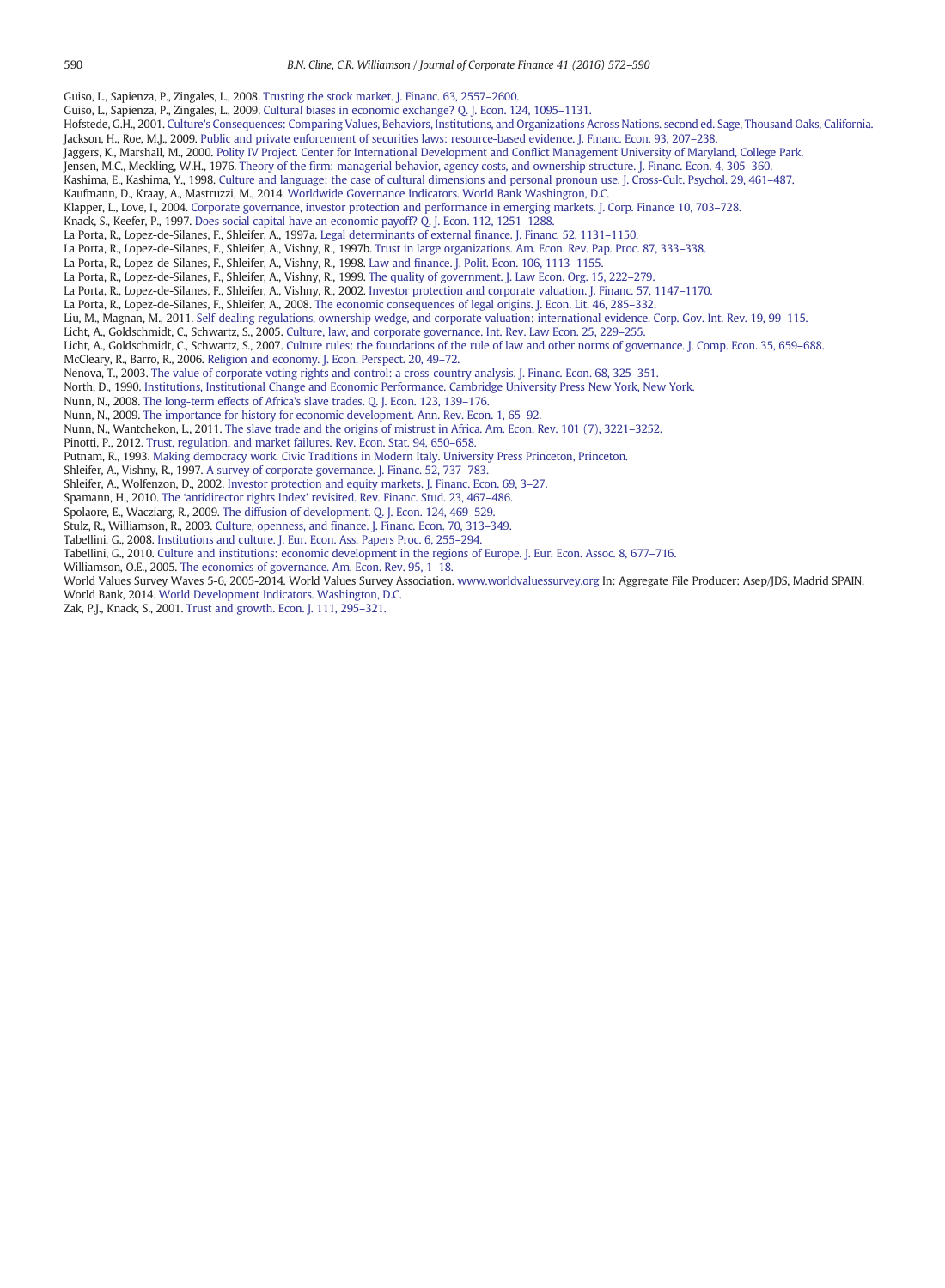Guiso, L., Sapienza, P., Zingales, L., 2008. Trusting the stock market. J. Financ. 63, 2557–2600.
Guiso, L., Sapienza, P., Zingales, L., 2009. Cultural biases in economic exchange? Q. J. Econ. 124, 1095–1131.
Hofstede, G.H., 2001. Culture's Consequences: Comparing Values, Behaviors, Institutions, and Organizations Across Nations. second ed. Sage, Thousand Oaks, California.
Jackson, H., Roe, M.J., 2009. Public and private enforcement of securities laws: resource-based evidence. J. Financ. Econ. 93, 207–238.
Jaggers, K., Marshall, M., 2000. Polity IV Project. Center for International Development and Conflict Management University of Maryland, College Park.
Jensen, M.C., Meckling, W.H., 1976. Theory of the firm: managerial behavior, agency costs, and ownership structure. J. Financ. Econ. 4, 305–360.
Kashima, E., Kashima, Y., 1998. Culture and language: the case of cultural dimensions and personal pronoun use. J. Cross-Cult. Psychol. 29, 461–487.
Kaufmann, D., Kraay, A., Mastruzzi, M., 2014. Worldwide Governance Indicators. World Bank Washington, D.C.
Klapper, L., Love, I., 2004. Corporate governance, investor protection and performance in emerging markets. J. Corp. Finance 10, 703–728.
Knack, S., Keefer, P., 1997. Does social capital have an economic payoff? Q. J. Econ. 112, 1251–1288.
La Porta, R., Lopez-de-Silanes, F., Shleifer, A., 1997a. Legal determinants of external finance. J. Financ. 52, 1131–1150.
La Porta, R., Lopez-de-Silanes, F., Shleifer, A., Vishny, R., 1997b. Trust in large organizations. Am. Econ. Rev. Pap. Proc. 87, 333–338.
La Porta, R., Lopez-de-Silanes, F., Shleifer, A., Vishny, R., 1998. Law and finance. J. Polit. Econ. 106, 1113–1155.
La Porta, R., Lopez-de-Silanes, F., Shleifer, A., Vishny, R., 1999. The quality of government. J. Law Econ. Org. 15, 222–279.
La Porta, R., Lopez-de-Silanes, F., Shleifer, A., Vishny, R., 2002. Investor protection and corporate valuation. J. Financ. 57, 1147–1170.
La Porta, R., Lopez-de-Silanes, F., Shleifer, A., 2008. The economic consequences of legal origins. J. Econ. Lit. 46, 285–332.
Liu, M., Magnan, M., 2011. Self-dealing regulations, ownership wedge, and corporate valuation: international evidence. Corp. Gov. Int. Rev. 19, 99–115.
Licht, A., Goldschmidt, C., Schwartz, S., 2005. Culture, law, and corporate governance. Int. Rev. Law Econ. 25, 229–255.
Licht, A., Goldschmidt, C., Schwartz, S., 2007. Culture rules: the foundations of the rule of law and other norms of governance. J. Comp. Econ. 35, 659–688.
McCleary, R., Barro, R., 2006. Religion and economy. J. Econ. Perspect. 20, 49–72.
Nenova, T., 2003. The value of corporate voting rights and control: a cross-country analysis. J. Financ. Econ. 68, 325–351.
North, D., 1990. Institutions, Institutional Change and Economic Performance. Cambridge University Press New York, New York.
Nunn, N., 2008. The long-term effects of Africa's slave trades. Q. J. Econ. 123, 139–176.
Nunn, N., 2009. The importance for history for economic development. Ann. Rev. Econ. 1, 65–92.
Nunn, N., Wantchekon, L., 2011. The slave trade and the origins of mistrust in Africa. Am. Econ. Rev. 101 (7), 3221–3252.
Pinotti, P., 2012. Trust, regulation, and market failures. Rev. Econ. Stat. 94, 650–658.
Putnam, R., 1993. Making democracy work. Civic Traditions in Modern Italy. University Press Princeton, Princeton.
Shleifer, A., Vishny, R., 1997. A survey of corporate governance. J. Financ. 52, 737–783.
Shleifer, A., Wolfenzon, D., 2002. Investor protection and equity markets. J. Financ. Econ. 69, 3–27.
Spamann, H., 2010. The 'antidirector rights Index' revisited. Rev. Financ. Stud. 23, 467–486.
Spolaore, E., Wacziarg, R., 2009. The diffusion of development. Q. J. Econ. 124, 469–529.
Stulz, R., Williamson, R., 2003. Culture, openness, and finance. J. Financ. Econ. 70, 313–349.
Tabellini, G., 2008. Institutions and culture. J. Eur. Econ. Ass. Papers Proc. 6, 255–294.
Tabellini, G., 2010. Culture and institutions: economic development in the regions of Europe. J. Eur. Econ. Assoc. 8, 677–716.
Williamson, O.E., 2005. The economics of governance. Am. Econ. Rev. 95, 1–18.
World Values Survey Waves 5-6, 2005-2014. World Values Survey Association. www.worldvaluessurvey.org In: Aggregate File Producer: Asep/JDS, Madrid SPAIN.
World Bank, 2014. World Development Indicators. Washington, D.C.
Zak, P.J., Knack, S., 2001. Trust and growth. Econ. J. 111, 295–321.